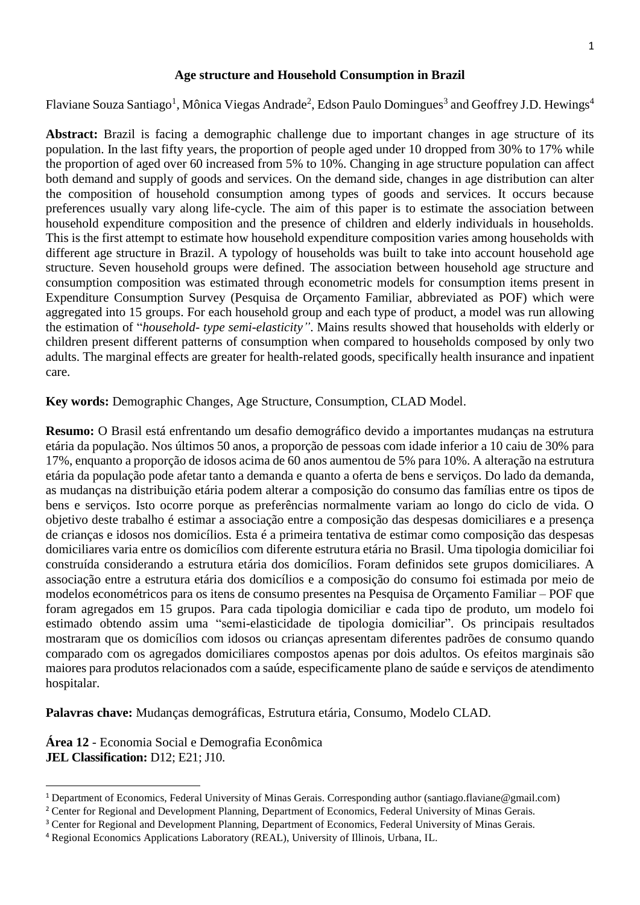# Age structure and Household Consumption in Brazil

Flaviane Souza Santiago[1], Mônica Viegas Andrade[2], Edson Paulo Domingues[3] and Geoffrey J.D. Hewings[4]

**Abstract:** Brazil is facing a demographic challenge due to important changes in age structure of its population. In the last fifty years, the proportion of people aged under 10 dropped from 30% to 17% while the proportion of aged over 60 increased from 5% to 10%. Changing in age structure population can affect both demand and supply of goods and services. On the demand side, changes in age distribution can alter the composition of household consumption among types of goods and services. It occurs because preferences usually vary along life-cycle. The aim of this paper is to estimate the association between household expenditure composition and the presence of children and elderly individuals in households. This is the first attempt to estimate how household expenditure composition varies among households with different age structure in Brazil. A typology of households was built to take into account household age structure. Seven household groups were defined. The association between household age structure and consumption composition was estimated through econometric models for consumption items present in Expenditure Consumption Survey (Pesquisa de Orçamento Familiar, abbreviated as POF) which were aggregated into 15 groups. For each household group and each type of product, a model was run allowing the estimation of "*household- type semi-elasticity"*. Mains results showed that households with elderly or children present different patterns of consumption when compared to households composed by only two adults. The marginal effects are greater for health-related goods, specifically health insurance and inpatient care.

**Key words:** Demographic Changes, Age Structure, Consumption, CLAD Model.

**Resumo:** O Brasil está enfrentando um desafio demográfico devido a importantes mudanças na estrutura etária da população. Nos últimos 50 anos, a proporção de pessoas com idade inferior a 10 caiu de 30% para 17%, enquanto a proporção de idosos acima de 60 anos aumentou de 5% para 10%. A alteração na estrutura etária da população pode afetar tanto a demanda e quanto a oferta de bens e serviços. Do lado da demanda, as mudanças na distribuição etária podem alterar a composição do consumo das famílias entre os tipos de bens e serviços. Isto ocorre porque as preferências normalmente variam ao longo do ciclo de vida. O objetivo deste trabalho é estimar a associação entre a composição das despesas domiciliares e a presença de crianças e idosos nos domicílios. Esta é a primeira tentativa de estimar como composição das despesas domiciliares varia entre os domicílios com diferente estrutura etária no Brasil. Uma tipologia domiciliar foi construída considerando a estrutura etária dos domicílios. Foram definidos sete grupos domiciliares. A associação entre a estrutura etária dos domicílios e a composição do consumo foi estimada por meio de modelos econométricos para os itens de consumo presentes na Pesquisa de Orçamento Familiar – POF que foram agregados em 15 grupos. Para cada tipologia domiciliar e cada tipo de produto, um modelo foi estimado obtendo assim uma "semi-elasticidade de tipologia domiciliar". Os principais resultados mostraram que os domicílios com idosos ou crianças apresentam diferentes padrões de consumo quando comparado com os agregados domiciliares compostos apenas por dois adultos. Os efeitos marginais são maiores para produtos relacionados com a saúde, especificamente plano de saúde e serviços de atendimento hospitalar.

**Palavras chave:** Mudanças demográficas, Estrutura etária, Consumo, Modelo CLAD.

**Área 12** - Economia Social e Demografia Econômica
**JEL Classification:** D12; E21; J10.

---

[1] Department of Economics, Federal University of Minas Gerais. Corresponding author (santiago.flaviane@gmail.com)

[2] Center for Regional and Development Planning, Department of Economics, Federal University of Minas Gerais.

[3] Center for Regional and Development Planning, Department of Economics, Federal University of Minas Gerais.

[4] Regional Economics Applications Laboratory (REAL), University of Illinois, Urbana, IL.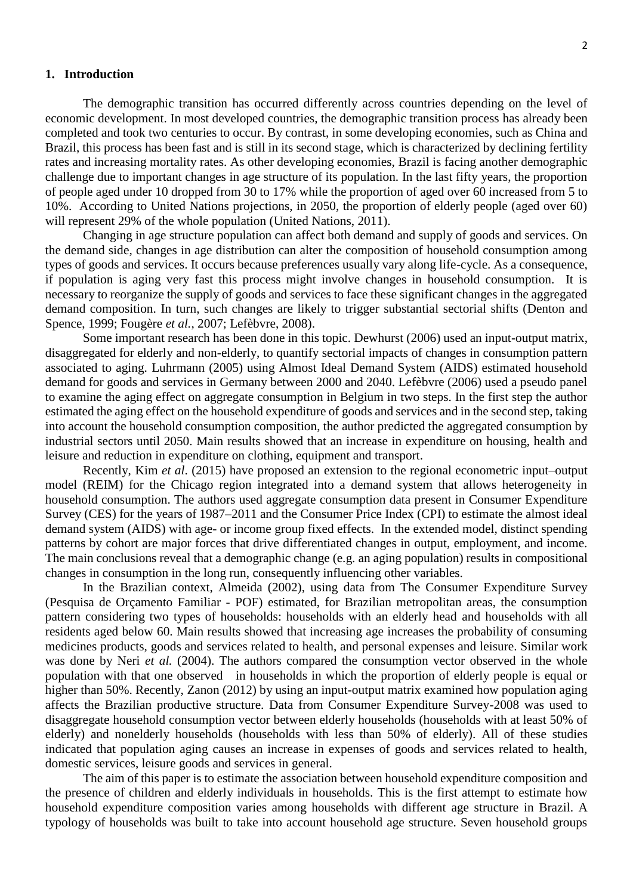## 1. Introduction

The demographic transition has occurred differently across countries depending on the level of economic development. In most developed countries, the demographic transition process has already been completed and took two centuries to occur. By contrast, in some developing economies, such as China and Brazil, this process has been fast and is still in its second stage, which is characterized by declining fertility rates and increasing mortality rates. As other developing economies, Brazil is facing another demographic challenge due to important changes in age structure of its population. In the last fifty years, the proportion of people aged under 10 dropped from 30 to 17% while the proportion of aged over 60 increased from 5 to 10%. According to United Nations projections, in 2050, the proportion of elderly people (aged over 60) will represent 29% of the whole population (United Nations, 2011).

Changing in age structure population can affect both demand and supply of goods and services. On the demand side, changes in age distribution can alter the composition of household consumption among types of goods and services. It occurs because preferences usually vary along life-cycle. As a consequence, if population is aging very fast this process might involve changes in household consumption. It is necessary to reorganize the supply of goods and services to face these significant changes in the aggregated demand composition. In turn, such changes are likely to trigger substantial sectorial shifts (Denton and Spence, 1999; Fougère *et al.*, 2007; Lefèbvre, 2008).

Some important research has been done in this topic. Dewhurst (2006) used an input-output matrix, disaggregated for elderly and non-elderly, to quantify sectorial impacts of changes in consumption pattern associated to aging. Luhrmann (2005) using Almost Ideal Demand System (AIDS) estimated household demand for goods and services in Germany between 2000 and 2040. Lefèbvre (2006) used a pseudo panel to examine the aging effect on aggregate consumption in Belgium in two steps. In the first step the author estimated the aging effect on the household expenditure of goods and services and in the second step, taking into account the household consumption composition, the author predicted the aggregated consumption by industrial sectors until 2050. Main results showed that an increase in expenditure on housing, health and leisure and reduction in expenditure on clothing, equipment and transport.

Recently, Kim *et al.* (2015) have proposed an extension to the regional econometric input–output model (REIM) for the Chicago region integrated into a demand system that allows heterogeneity in household consumption. The authors used aggregate consumption data present in Consumer Expenditure Survey (CES) for the years of 1987–2011 and the Consumer Price Index (CPI) to estimate the almost ideal demand system (AIDS) with age- or income group fixed effects. In the extended model, distinct spending patterns by cohort are major forces that drive differentiated changes in output, employment, and income. The main conclusions reveal that a demographic change (e.g. an aging population) results in compositional changes in consumption in the long run, consequently influencing other variables.

In the Brazilian context, Almeida (2002), using data from The Consumer Expenditure Survey (Pesquisa de Orçamento Familiar - POF) estimated, for Brazilian metropolitan areas, the consumption pattern considering two types of households: households with an elderly head and households with all residents aged below 60. Main results showed that increasing age increases the probability of consuming medicines products, goods and services related to health, and personal expenses and leisure. Similar work was done by Neri *et al.* (2004). The authors compared the consumption vector observed in the whole population with that one observed in households in which the proportion of elderly people is equal or higher than 50%. Recently, Zanon (2012) by using an input-output matrix examined how population aging affects the Brazilian productive structure. Data from Consumer Expenditure Survey-2008 was used to disaggregate household consumption vector between elderly households (households with at least 50% of elderly) and nonelderly households (households with less than 50% of elderly). All of these studies indicated that population aging causes an increase in expenses of goods and services related to health, domestic services, leisure goods and services in general.

The aim of this paper is to estimate the association between household expenditure composition and the presence of children and elderly individuals in households. This is the first attempt to estimate how household expenditure composition varies among households with different age structure in Brazil. A typology of households was built to take into account household age structure. Seven household groups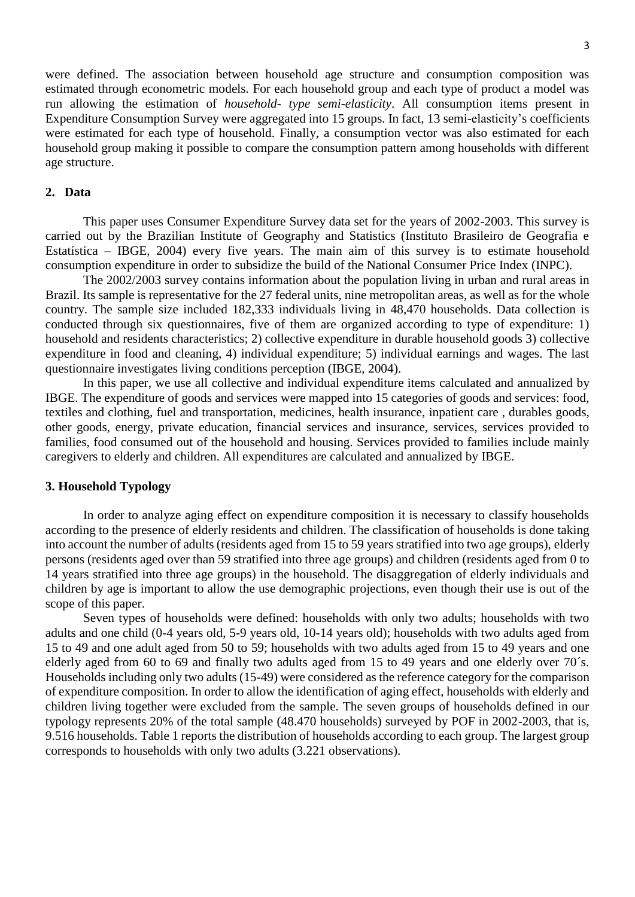were defined. The association between household age structure and consumption composition was estimated through econometric models. For each household group and each type of product a model was run allowing the estimation of *household- type semi-elasticity*. All consumption items present in Expenditure Consumption Survey were aggregated into 15 groups. In fact, 13 semi-elasticity's coefficients were estimated for each type of household. Finally, a consumption vector was also estimated for each household group making it possible to compare the consumption pattern among households with different age structure.

## 2. Data

This paper uses Consumer Expenditure Survey data set for the years of 2002-2003. This survey is carried out by the Brazilian Institute of Geography and Statistics (Instituto Brasileiro de Geografia e Estatística – IBGE, 2004) every five years. The main aim of this survey is to estimate household consumption expenditure in order to subsidize the build of the National Consumer Price Index (INPC).

The 2002/2003 survey contains information about the population living in urban and rural areas in Brazil. Its sample is representative for the 27 federal units, nine metropolitan areas, as well as for the whole country. The sample size included 182,333 individuals living in 48,470 households. Data collection is conducted through six questionnaires, five of them are organized according to type of expenditure: 1) household and residents characteristics; 2) collective expenditure in durable household goods 3) collective expenditure in food and cleaning, 4) individual expenditure; 5) individual earnings and wages. The last questionnaire investigates living conditions perception (IBGE, 2004).

In this paper, we use all collective and individual expenditure items calculated and annualized by IBGE. The expenditure of goods and services were mapped into 15 categories of goods and services: food, textiles and clothing, fuel and transportation, medicines, health insurance, inpatient care , durables goods, other goods, energy, private education, financial services and insurance, services, services provided to families, food consumed out of the household and housing. Services provided to families include mainly caregivers to elderly and children. All expenditures are calculated and annualized by IBGE.

## 3. Household Typology

In order to analyze aging effect on expenditure composition it is necessary to classify households according to the presence of elderly residents and children. The classification of households is done taking into account the number of adults (residents aged from 15 to 59 years stratified into two age groups), elderly persons (residents aged over than 59 stratified into three age groups) and children (residents aged from 0 to 14 years stratified into three age groups) in the household. The disaggregation of elderly individuals and children by age is important to allow the use demographic projections, even though their use is out of the scope of this paper.

Seven types of households were defined: households with only two adults; households with two adults and one child (0-4 years old, 5-9 years old, 10-14 years old); households with two adults aged from 15 to 49 and one adult aged from 50 to 59; households with two adults aged from 15 to 49 years and one elderly aged from 60 to 69 and finally two adults aged from 15 to 49 years and one elderly over 70´s. Households including only two adults (15-49) were considered as the reference category for the comparison of expenditure composition. In order to allow the identification of aging effect, households with elderly and children living together were excluded from the sample. The seven groups of households defined in our typology represents 20% of the total sample (48.470 households) surveyed by POF in 2002-2003, that is, 9.516 households. Table 1 reports the distribution of households according to each group. The largest group corresponds to households with only two adults (3.221 observations).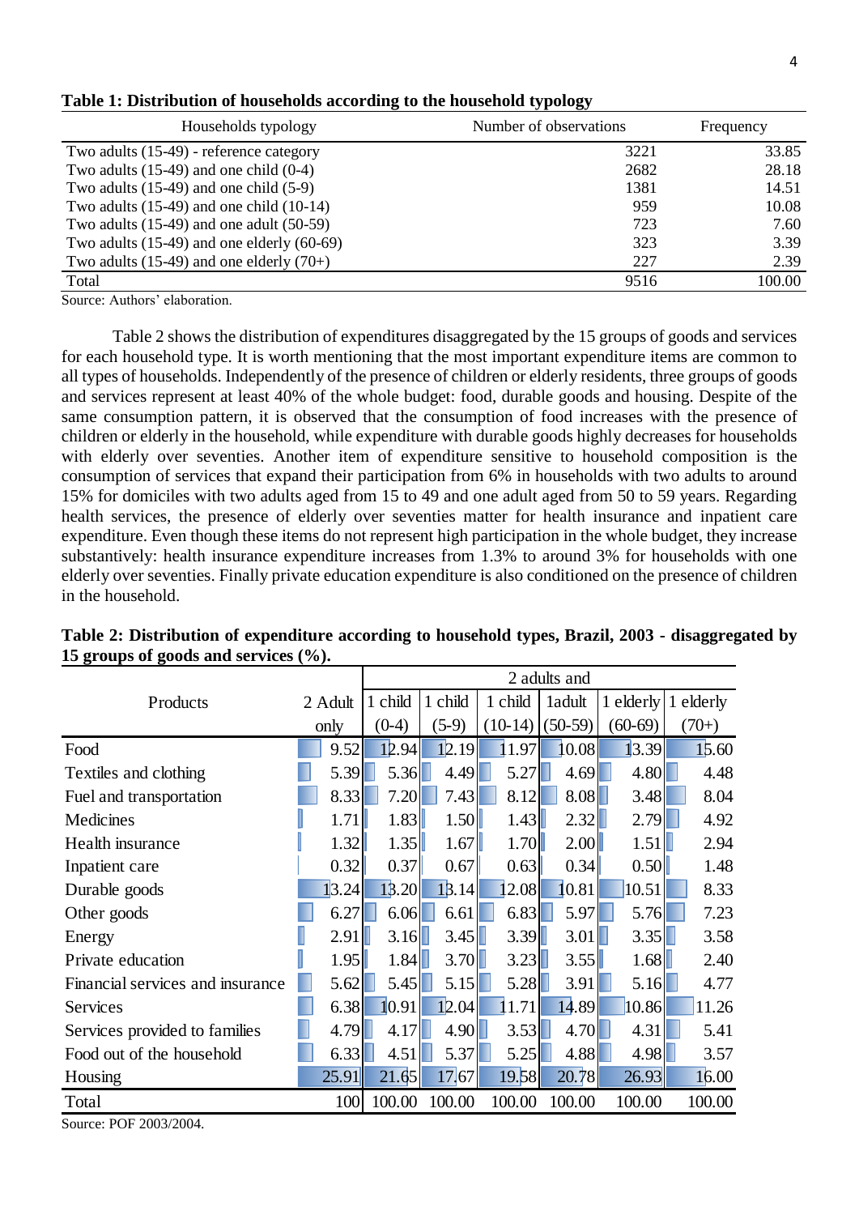**Table 1: Distribution of households according to the household typology**

| Households typology | Number of observations | Frequency |
|---|---|---|
| Two adults (15-49) - reference category | 3221 | 33.85 |
| Two adults (15-49) and one child (0-4) | 2682 | 28.18 |
| Two adults (15-49) and one child (5-9) | 1381 | 14.51 |
| Two adults (15-49) and one child (10-14) | 959 | 10.08 |
| Two adults (15-49) and one adult (50-59) | 723 | 7.60 |
| Two adults (15-49) and one elderly (60-69) | 323 | 3.39 |
| Two adults (15-49) and one elderly (70+) | 227 | 2.39 |
| Total | 9516 | 100.00 |

Source: Authors' elaboration.

Table 2 shows the distribution of expenditures disaggregated by the 15 groups of goods and services for each household type. It is worth mentioning that the most important expenditure items are common to all types of households. Independently of the presence of children or elderly residents, three groups of goods and services represent at least 40% of the whole budget: food, durable goods and housing. Despite of the same consumption pattern, it is observed that the consumption of food increases with the presence of children or elderly in the household, while expenditure with durable goods highly decreases for households with elderly over seventies. Another item of expenditure sensitive to household composition is the consumption of services that expand their participation from 6% in households with two adults to around 15% for domiciles with two adults aged from 15 to 49 and one adult aged from 50 to 59 years. Regarding health services, the presence of elderly over seventies matter for health insurance and inpatient care expenditure. Even though these items do not represent high participation in the whole budget, they increase substantively: health insurance expenditure increases from 1.3% to around 3% for households with one elderly over seventies. Finally private education expenditure is also conditioned on the presence of children in the household.

**Table 2: Distribution of expenditure according to household types, Brazil, 2003 - disaggregated by 15 groups of goods and services (%).**

| Products | 2 Adult only | 2 adults and 1 child (0-4) | 1 child (5-9) | 1 child (10-14) | 1adult (50-59) | 1 elderly (60-69) | 1 elderly (70+) |
|---|---|---|---|---|---|---|---|
| Food | 9.52 | 12.94 | 12.19 | 11.97 | 10.08 | 13.39 | 15.60 |
| Textiles and clothing | 5.39 | 5.36 | 4.49 | 5.27 | 4.69 | 4.80 | 4.48 |
| Fuel and transportation | 8.33 | 7.20 | 7.43 | 8.12 | 8.08 | 3.48 | 8.04 |
| Medicines | 1.71 | 1.83 | 1.50 | 1.43 | 2.32 | 2.79 | 4.92 |
| Health insurance | 1.32 | 1.35 | 1.67 | 1.70 | 2.00 | 1.51 | 2.94 |
| Inpatient care | 0.32 | 0.37 | 0.67 | 0.63 | 0.34 | 0.50 | 1.48 |
| Durable goods | 13.24 | 13.20 | 13.14 | 12.08 | 10.81 | 10.51 | 8.33 |
| Other goods | 6.27 | 6.06 | 6.61 | 6.83 | 5.97 | 5.76 | 7.23 |
| Energy | 2.91 | 3.16 | 3.45 | 3.39 | 3.01 | 3.35 | 3.58 |
| Private education | 1.95 | 1.84 | 3.70 | 3.23 | 3.55 | 1.68 | 2.40 |
| Financial services and insurance | 5.62 | 5.45 | 5.15 | 5.28 | 3.91 | 5.16 | 4.77 |
| Services | 6.38 | 10.91 | 12.04 | 11.71 | 14.89 | 10.86 | 11.26 |
| Services provided to families | 4.79 | 4.17 | 4.90 | 3.53 | 4.70 | 4.31 | 5.41 |
| Food out of the household | 6.33 | 4.51 | 5.37 | 5.25 | 4.88 | 4.98 | 3.57 |
| Housing | 25.91 | 21.65 | 17.67 | 19.58 | 20.78 | 26.93 | 16.00 |
| Total | 100 | 100.00 | 100.00 | 100.00 | 100.00 | 100.00 | 100.00 |

Source: POF 2003/2004.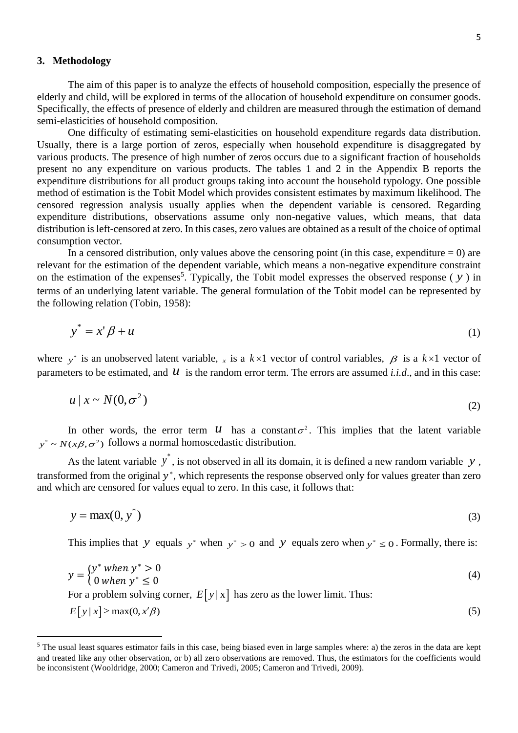## 3. Methodology

The aim of this paper is to analyze the effects of household composition, especially the presence of elderly and child, will be explored in terms of the allocation of household expenditure on consumer goods. Specifically, the effects of presence of elderly and children are measured through the estimation of demand semi-elasticities of household composition.

One difficulty of estimating semi-elasticities on household expenditure regards data distribution. Usually, there is a large portion of zeros, especially when household expenditure is disaggregated by various products. The presence of high number of zeros occurs due to a significant fraction of households present no any expenditure on various products. The tables 1 and 2 in the Appendix B reports the expenditure distributions for all product groups taking into account the household typology. One possible method of estimation is the Tobit Model which provides consistent estimates by maximum likelihood. The censored regression analysis usually applies when the dependent variable is censored. Regarding expenditure distributions, observations assume only non-negative values, which means, that data distribution is left-censored at zero. In this cases, zero values are obtained as a result of the choice of optimal consumption vector.

In a censored distribution, only values above the censoring point (in this case, expenditure = 0) are relevant for the estimation of the dependent variable, which means a non-negative expenditure constraint on the estimation of the expenses[5]. Typically, the Tobit model expresses the observed response ( $y$ ) in terms of an underlying latent variable. The general formulation of the Tobit model can be represented by the following relation (Tobin, 1958):

$$y^* = x'\beta + u \tag{1}$$

where $y^*$ is an unobserved latent variable, $x$ is a $k \times 1$ vector of control variables, $\beta$ is a $k \times 1$ vector of parameters to be estimated, and $u$ is the random error term. The errors are assumed *i.i.d*., and in this case:

$$u \mid x \sim N(0, \sigma^2) \tag{2}$$

In other words, the error term $u$ has a constant $\sigma^2$. This implies that the latent variable $y^* \sim N(x\beta, \sigma^2)$ follows a normal homoscedastic distribution.

As the latent variable $y^*$, is not observed in all its domain, it is defined a new random variable $y$, transformed from the original $y^*$, which represents the response observed only for values greater than zero and which are censored for values equal to zero. In this case, it follows that:

$$y = \max(0, y^*) \tag{3}$$

This implies that $y$ equals $y^*$ when $y^* > 0$ and $y$ equals zero when $y^* \leq 0$. Formally, there is:

$$y = \begin{cases} y^* \; when \; y^* > 0 \\ 0 \; when \; y^* \leq 0 \end{cases} \tag{4}$$

For a problem solving corner, $E[y \mid \mathrm{x}]$ has zero as the lower limit. Thus:

$$E[y \mid x] \geq \max(0, x'\beta) \tag{5}$$

[5] The usual least squares estimator fails in this case, being biased even in large samples where: a) the zeros in the data are kept and treated like any other observation, or b) all zero observations are removed. Thus, the estimators for the coefficients would be inconsistent (Wooldridge, 2000; Cameron and Trivedi, 2005; Cameron and Trivedi, 2009).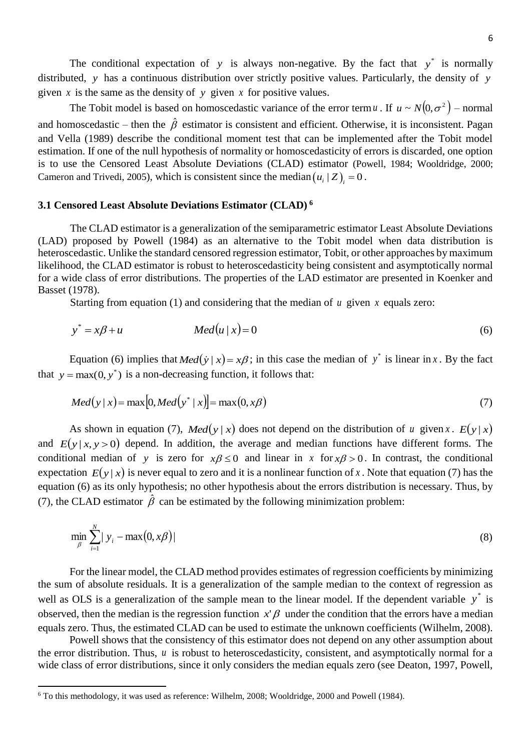The conditional expectation of $y$ is always non-negative. By the fact that $y^*$ is normally distributed, $y$ has a continuous distribution over strictly positive values. Particularly, the density of $y$ given $x$ is the same as the density of $y$ given $x$ for positive values.

The Tobit model is based on homoscedastic variance of the error term $u$. If $u \sim N(0, \sigma^2)$ – normal and homoscedastic – then the $\hat{\beta}$ estimator is consistent and efficient. Otherwise, it is inconsistent. Pagan and Vella (1989) describe the conditional moment test that can be implemented after the Tobit model estimation. If one of the null hypothesis of normality or homoscedasticity of errors is discarded, one option is to use the Censored Least Absolute Deviations (CLAD) estimator (Powell, 1984; Wooldridge, 2000; Cameron and Trivedi, 2005), which is consistent since the median $(u_i \mid Z)_i = 0$.

### 3.1 Censored Least Absolute Deviations Estimator (CLAD) [6]

The CLAD estimator is a generalization of the semiparametric estimator Least Absolute Deviations (LAD) proposed by Powell (1984) as an alternative to the Tobit model when data distribution is heteroscedastic. Unlike the standard censored regression estimator, Tobit, or other approaches by maximum likelihood, the CLAD estimator is robust to heteroscedasticity being consistent and asymptotically normal for a wide class of error distributions. The properties of the LAD estimator are presented in Koenker and Basset (1978).

Starting from equation (1) and considering that the median of $u$ given $x$ equals zero:

$$y^* = x\beta + u \qquad\qquad Med(u \mid x) = 0 \tag{6}$$

Equation (6) implies that $Med(\dot{y} \mid x) = x\beta$; in this case the median of $y^*$ is linear in $x$. By the fact that $y = \max(0, y^*)$ is a non-decreasing function, it follows that:

$$Med(y \mid x) = \max\left[0, Med(y^* \mid x)\right] = \max(0, x\beta) \tag{7}$$

As shown in equation (7), $Med(y \mid x)$ does not depend on the distribution of $u$ given $x$. $E(y \mid x)$ and $E(y \mid x, y > 0)$ depend. In addition, the average and median functions have different forms. The conditional median of $y$ is zero for $x\beta \leq 0$ and linear in $x$ for $x\beta > 0$. In contrast, the conditional expectation $E(y \mid x)$ is never equal to zero and it is a nonlinear function of $x$. Note that equation (7) has the equation (6) as its only hypothesis; no other hypothesis about the errors distribution is necessary. Thus, by (7), the CLAD estimator $\hat{\beta}$ can be estimated by the following minimization problem:

$$\min_{\beta} \sum_{i=1}^{N} \left| y_i - \max(0, x\beta) \right| \tag{8}$$

For the linear model, the CLAD method provides estimates of regression coefficients by minimizing the sum of absolute residuals. It is a generalization of the sample median to the context of regression as well as OLS is a generalization of the sample mean to the linear model. If the dependent variable $y^*$ is observed, then the median is the regression function $x'\beta$ under the condition that the errors have a median equals zero. Thus, the estimated CLAD can be used to estimate the unknown coefficients (Wilhelm, 2008).

Powell shows that the consistency of this estimator does not depend on any other assumption about the error distribution. Thus, $u$ is robust to heteroscedasticity, consistent, and asymptotically normal for a wide class of error distributions, since it only considers the median equals zero (see Deaton, 1997, Powell,

[6] To this methodology, it was used as reference: Wilhelm, 2008; Wooldridge, 2000 and Powell (1984).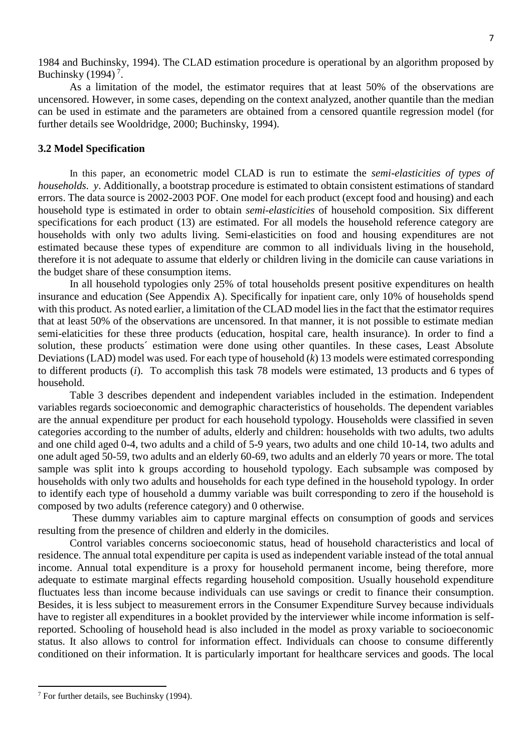1984 and Buchinsky, 1994). The CLAD estimation procedure is operational by an algorithm proposed by Buchinsky (1994)[7].

As a limitation of the model, the estimator requires that at least 50% of the observations are uncensored. However, in some cases, depending on the context analyzed, another quantile than the median can be used in estimate and the parameters are obtained from a censored quantile regression model (for further details see Wooldridge, 2000; Buchinsky, 1994).

### 3.2 Model Specification

In this paper, an econometric model CLAD is run to estimate the *semi-elasticities of types of households. y*. Additionally, a bootstrap procedure is estimated to obtain consistent estimations of standard errors. The data source is 2002-2003 POF. One model for each product (except food and housing) and each household type is estimated in order to obtain *semi-elasticities* of household composition. Six different specifications for each product (13) are estimated. For all models the household reference category are households with only two adults living. Semi-elasticities on food and housing expenditures are not estimated because these types of expenditure are common to all individuals living in the household, therefore it is not adequate to assume that elderly or children living in the domicile can cause variations in the budget share of these consumption items.

In all household typologies only 25% of total households present positive expenditures on health insurance and education (See Appendix A). Specifically for inpatient care, only 10% of households spend with this product. As noted earlier, a limitation of the CLAD model lies in the fact that the estimator requires that at least 50% of the observations are uncensored. In that manner, it is not possible to estimate median semi-elaticities for these three products (education, hospital care, health insurance). In order to find a solution, these products´ estimation were done using other quantiles. In these cases, Least Absolute Deviations (LAD) model was used. For each type of household ($k$) 13 models were estimated corresponding to different products ($i$). To accomplish this task 78 models were estimated, 13 products and 6 types of household.

Table 3 describes dependent and independent variables included in the estimation. Independent variables regards socioeconomic and demographic characteristics of households. The dependent variables are the annual expenditure per product for each household typology. Households were classified in seven categories according to the number of adults, elderly and children: households with two adults, two adults and one child aged 0-4, two adults and a child of 5-9 years, two adults and one child 10-14, two adults and one adult aged 50-59, two adults and an elderly 60-69, two adults and an elderly 70 years or more. The total sample was split into k groups according to household typology. Each subsample was composed by households with only two adults and households for each type defined in the household typology. In order to identify each type of household a dummy variable was built corresponding to zero if the household is composed by two adults (reference category) and 0 otherwise.

These dummy variables aim to capture marginal effects on consumption of goods and services resulting from the presence of children and elderly in the domiciles.

Control variables concerns socioeconomic status, head of household characteristics and local of residence. The annual total expenditure per capita is used as independent variable instead of the total annual income. Annual total expenditure is a proxy for household permanent income, being therefore, more adequate to estimate marginal effects regarding household composition. Usually household expenditure fluctuates less than income because individuals can use savings or credit to finance their consumption. Besides, it is less subject to measurement errors in the Consumer Expenditure Survey because individuals have to register all expenditures in a booklet provided by the interviewer while income information is self-reported. Schooling of household head is also included in the model as proxy variable to socioeconomic status. It also allows to control for information effect. Individuals can choose to consume differently conditioned on their information. It is particularly important for healthcare services and goods. The local

---

[7] For further details, see Buchinsky (1994).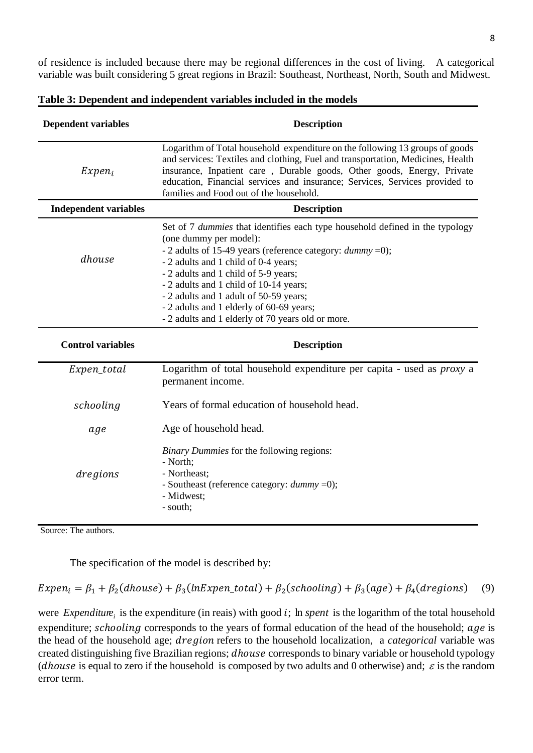of residence is included because there may be regional differences in the cost of living. A categorical variable was built considering 5 great regions in Brazil: Southeast, Northeast, North, South and Midwest.

**Table 3: Dependent and independent variables included in the models**

| **Dependent variables** | **Description** |
|---|---|
| $Expen_i$ | Logarithm of Total household expenditure on the following 13 groups of goods and services: Textiles and clothing, Fuel and transportation, Medicines, Health insurance, Inpatient care , Durable goods, Other goods, Energy, Private education, Financial services and insurance; Services, Services provided to families and Food out of the household. |
| **Independent variables** | **Description** |
| $dhouse$ | Set of 7 *dummies* that identifies each type household defined in the typology (one dummy per model):<br>- 2 adults of 15-49 years (reference category: *dummy* =0);<br>- 2 adults and 1 child of 0-4 years;<br>- 2 adults and 1 child of 5-9 years;<br>- 2 adults and 1 child of 10-14 years;<br>- 2 adults and 1 adult of 50-59 years;<br>- 2 adults and 1 elderly of 60-69 years;<br>- 2 adults and 1 elderly of 70 years old or more. |
| **Control variables** | **Description** |
| $Expen\_total$ | Logarithm of total household expenditure per capita - used as *proxy* a permanent income. |
| $schooling$ | Years of formal education of household head. |
| $age$ | Age of household head. |
| $dregions$ | *Binary Dummies* for the following regions:<br>- North;<br>- Northeast;<br>- Southeast (reference category: *dummy* =0);<br>- Midwest;<br>- south; |

Source: The authors.

The specification of the model is described by:

$$Expen_i = \beta_1 + \beta_2(dhouse) + \beta_3(lnExpen\_total) + \beta_2(schooling) + \beta_3(age) + \beta_4(dregions) \quad (9)$$

were $Expenditure_i$ is the expenditure (in reais) with good $i$; $\ln spent$ is the logarithm of the total household expenditure; $schooling$ corresponds to the years of formal education of the head of the household; $age$ is the head of the household age; $dregion$ refers to the household localization, a *categorical* variable was created distinguishing five Brazilian regions; $dhouse$ corresponds to binary variable or household typology ($dhouse$ is equal to zero if the household is composed by two adults and 0 otherwise) and; $\varepsilon$ is the random error term.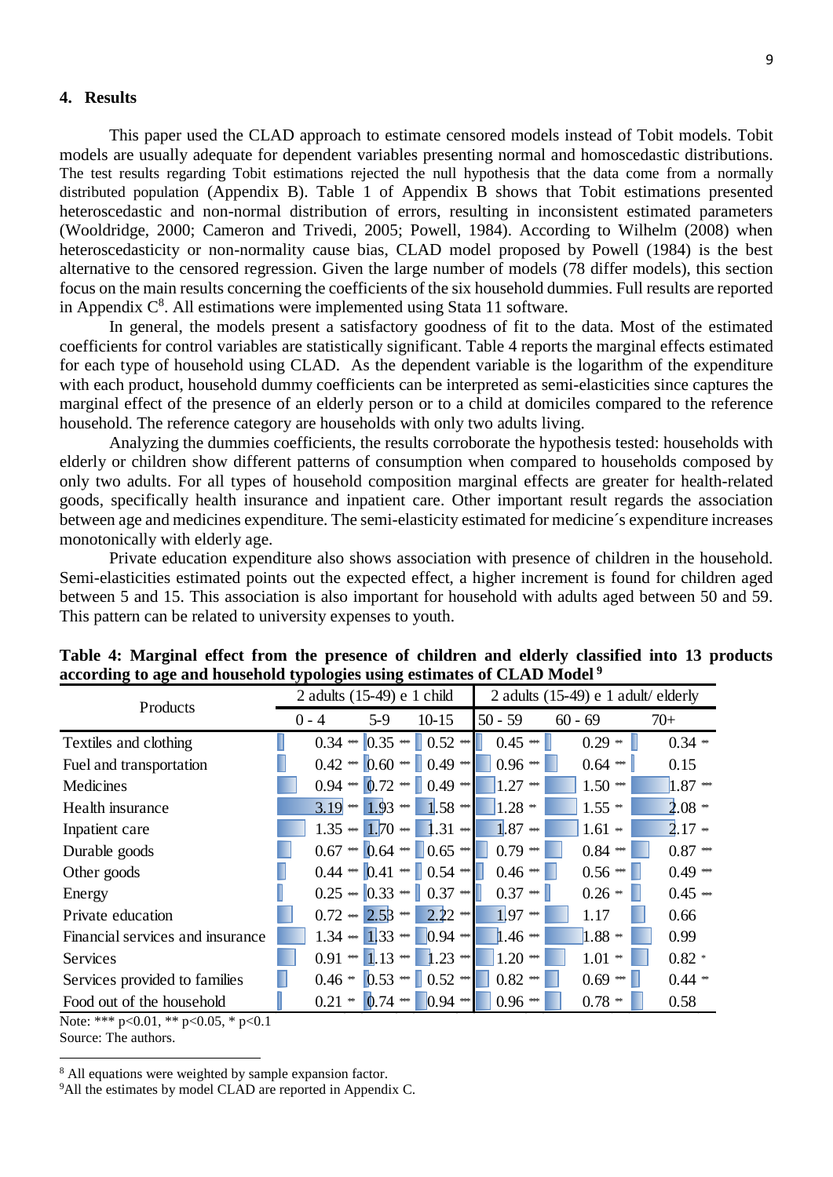## 4. Results

This paper used the CLAD approach to estimate censored models instead of Tobit models. Tobit models are usually adequate for dependent variables presenting normal and homoscedastic distributions. The test results regarding Tobit estimations rejected the null hypothesis that the data come from a normally distributed population (Appendix B). Table 1 of Appendix B shows that Tobit estimations presented heteroscedastic and non-normal distribution of errors, resulting in inconsistent estimated parameters (Wooldridge, 2000; Cameron and Trivedi, 2005; Powell, 1984). According to Wilhelm (2008) when heteroscedasticity or non-normality cause bias, CLAD model proposed by Powell (1984) is the best alternative to the censored regression. Given the large number of models (78 differ models), this section focus on the main results concerning the coefficients of the six household dummies. Full results are reported in Appendix C[8]. All estimations were implemented using Stata 11 software.

In general, the models present a satisfactory goodness of fit to the data. Most of the estimated coefficients for control variables are statistically significant. Table 4 reports the marginal effects estimated for each type of household using CLAD. As the dependent variable is the logarithm of the expenditure with each product, household dummy coefficients can be interpreted as semi-elasticities since captures the marginal effect of the presence of an elderly person or to a child at domiciles compared to the reference household. The reference category are households with only two adults living.

Analyzing the dummies coefficients, the results corroborate the hypothesis tested: households with elderly or children show different patterns of consumption when compared to households composed by only two adults. For all types of household composition marginal effects are greater for health-related goods, specifically health insurance and inpatient care. Other important result regards the association between age and medicines expenditure. The semi-elasticity estimated for medicine´s expenditure increases monotonically with elderly age.

Private education expenditure also shows association with presence of children in the household. Semi-elasticities estimated points out the expected effect, a higher increment is found for children aged between 5 and 15. This association is also important for household with adults aged between 50 and 59. This pattern can be related to university expenses to youth.

**Table 4: Marginal effect from the presence of children and elderly classified into 13 products according to age and household typologies using estimates of CLAD Model [9]**

| Products | 2 adults (15-49) e 1 child | | | 2 adults (15-49) e 1 adult/ elderly | | |
|---|---|---|---|---|---|---|
| | 0 - 4 | 5-9 | 10-15 | 50 - 59 | 60 - 69 | 70+ |
| Textiles and clothing | 0.34 *** | 0.35 *** | 0.52 *** | 0.45 *** | 0.29 ** | 0.34 ** |
| Fuel and transportation | 0.42 *** | 0.60 *** | 0.49 *** | 0.96 *** | 0.64 *** | 0.15 |
| Medicines | 0.94 *** | 0.72 *** | 0.49 *** | 1.27 *** | 1.50 *** | 1.87 *** |
| Health insurance | 3.19 *** | 1.93 *** | 1.58 *** | 1.28 ** | 1.55 ** | 2.08 ** |
| Inpatient care | 1.35 *** | 1.70 *** | 1.31 *** | 1.87 *** | 1.61 ** | 2.17 ** |
| Durable goods | 0.67 *** | 0.64 *** | 0.65 *** | 0.79 *** | 0.84 *** | 0.87 *** |
| Other goods | 0.44 *** | 0.41 *** | 0.54 *** | 0.46 *** | 0.56 *** | 0.49 *** |
| Energy | 0.25 *** | 0.33 *** | 0.37 *** | 0.37 *** | 0.26 ** | 0.45 *** |
| Private education | 0.72 *** | 2.53 *** | 2.22 *** | 1.97 *** | 1.17 | 0.66 |
| Financial services and insurance | 1.34 *** | 1.33 *** | 0.94 *** | 1.46 *** | 1.88 ** | 0.99 |
| Services | 0.91 *** | 1.13 *** | 1.23 *** | 1.20 *** | 1.01 ** | 0.82 * |
| Services provided to families | 0.46 ** | 0.53 *** | 0.52 *** | 0.82 *** | 0.69 *** | 0.44 ** |
| Food out of the household | 0.21 ** | 0.74 *** | 0.94 *** | 0.96 *** | 0.78 ** | 0.58 |

Note: *** p<0.01, ** p<0.05, * p<0.1
Source: The authors.

---

[8] All equations were weighted by sample expansion factor.
[9] All the estimates by model CLAD are reported in Appendix C.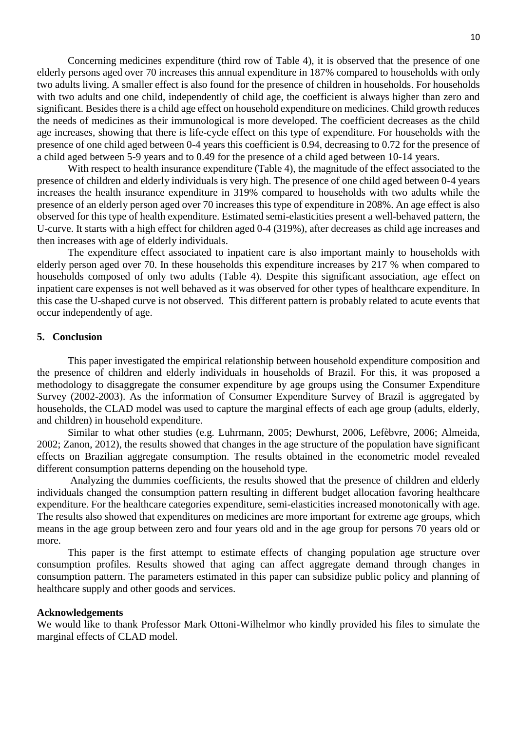Concerning medicines expenditure (third row of Table 4), it is observed that the presence of one elderly persons aged over 70 increases this annual expenditure in 187% compared to households with only two adults living. A smaller effect is also found for the presence of children in households. For households with two adults and one child, independently of child age, the coefficient is always higher than zero and significant. Besides there is a child age effect on household expenditure on medicines. Child growth reduces the needs of medicines as their immunological is more developed. The coefficient decreases as the child age increases, showing that there is life-cycle effect on this type of expenditure. For households with the presence of one child aged between 0-4 years this coefficient is 0.94, decreasing to 0.72 for the presence of a child aged between 5-9 years and to 0.49 for the presence of a child aged between 10-14 years.

With respect to health insurance expenditure (Table 4), the magnitude of the effect associated to the presence of children and elderly individuals is very high. The presence of one child aged between 0-4 years increases the health insurance expenditure in 319% compared to households with two adults while the presence of an elderly person aged over 70 increases this type of expenditure in 208%. An age effect is also observed for this type of health expenditure. Estimated semi-elasticities present a well-behaved pattern, the U-curve. It starts with a high effect for children aged 0-4 (319%), after decreases as child age increases and then increases with age of elderly individuals.

The expenditure effect associated to inpatient care is also important mainly to households with elderly person aged over 70. In these households this expenditure increases by 217 % when compared to households composed of only two adults (Table 4). Despite this significant association, age effect on inpatient care expenses is not well behaved as it was observed for other types of healthcare expenditure. In this case the U-shaped curve is not observed. This different pattern is probably related to acute events that occur independently of age.

## 5. Conclusion

This paper investigated the empirical relationship between household expenditure composition and the presence of children and elderly individuals in households of Brazil. For this, it was proposed a methodology to disaggregate the consumer expenditure by age groups using the Consumer Expenditure Survey (2002-2003). As the information of Consumer Expenditure Survey of Brazil is aggregated by households, the CLAD model was used to capture the marginal effects of each age group (adults, elderly, and children) in household expenditure.

Similar to what other studies (e.g. Luhrmann, 2005; Dewhurst, 2006, Lefèbvre, 2006; Almeida, 2002; Zanon, 2012), the results showed that changes in the age structure of the population have significant effects on Brazilian aggregate consumption. The results obtained in the econometric model revealed different consumption patterns depending on the household type.

Analyzing the dummies coefficients, the results showed that the presence of children and elderly individuals changed the consumption pattern resulting in different budget allocation favoring healthcare expenditure. For the healthcare categories expenditure, semi-elasticities increased monotonically with age. The results also showed that expenditures on medicines are more important for extreme age groups, which means in the age group between zero and four years old and in the age group for persons 70 years old or more.

This paper is the first attempt to estimate effects of changing population age structure over consumption profiles. Results showed that aging can affect aggregate demand through changes in consumption pattern. The parameters estimated in this paper can subsidize public policy and planning of healthcare supply and other goods and services.

**Acknowledgements**

We would like to thank Professor Mark Ottoni-Wilhelmor who kindly provided his files to simulate the marginal effects of CLAD model.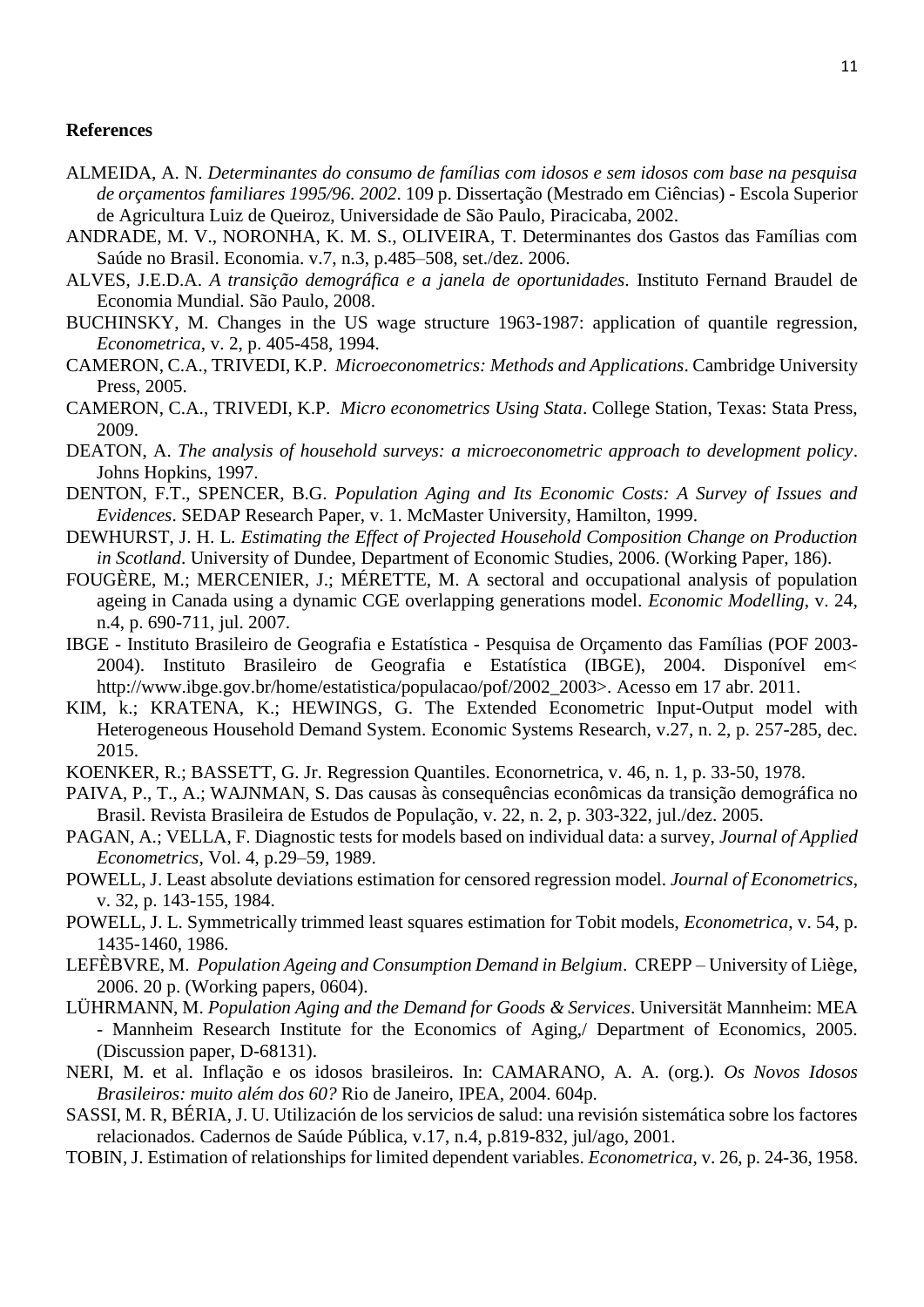**References**

ALMEIDA, A. N. *Determinantes do consumo de famílias com idosos e sem idosos com base na pesquisa de orçamentos familiares 1995/96. 2002*. 109 p. Dissertação (Mestrado em Ciências) - Escola Superior de Agricultura Luiz de Queiroz, Universidade de São Paulo, Piracicaba, 2002.

ANDRADE, M. V., NORONHA, K. M. S., OLIVEIRA, T. Determinantes dos Gastos das Famílias com Saúde no Brasil. Economia. v.7, n.3, p.485–508, set./dez. 2006.

ALVES, J.E.D.A. *A transição demográfica e a janela de oportunidades*. Instituto Fernand Braudel de Economia Mundial. São Paulo, 2008.

BUCHINSKY, M. Changes in the US wage structure 1963-1987: application of quantile regression, *Econometrica*, v. 2, p. 405-458, 1994.

CAMERON, C.A., TRIVEDI, K.P. *Microeconometrics: Methods and Applications*. Cambridge University Press, 2005.

CAMERON, C.A., TRIVEDI, K.P. *Micro econometrics Using Stata*. College Station, Texas: Stata Press, 2009.

DEATON, A. *The analysis of household surveys: a microeconometric approach to development policy*. Johns Hopkins, 1997.

DENTON, F.T., SPENCER, B.G. *Population Aging and Its Economic Costs: A Survey of Issues and Evidences*. SEDAP Research Paper, v. 1. McMaster University, Hamilton, 1999.

DEWHURST, J. H. L. *Estimating the Effect of Projected Household Composition Change on Production in Scotland*. University of Dundee, Department of Economic Studies, 2006. (Working Paper, 186).

FOUGÈRE, M.; MERCENIER, J.; MÉRETTE, M. A sectoral and occupational analysis of population ageing in Canada using a dynamic CGE overlapping generations model. *Economic Modelling*, v. 24, n.4, p. 690-711, jul. 2007.

IBGE - Instituto Brasileiro de Geografia e Estatística - Pesquisa de Orçamento das Famílias (POF 2003-2004). Instituto Brasileiro de Geografia e Estatística (IBGE), 2004. Disponível em< http://www.ibge.gov.br/home/estatistica/populacao/pof/2002_2003>. Acesso em 17 abr. 2011.

KIM, k.; KRATENA, K.; HEWINGS, G. The Extended Econometric Input-Output model with Heterogeneous Household Demand System. Economic Systems Research, v.27, n. 2, p. 257-285, dec. 2015.

KOENKER, R.; BASSETT, G. Jr. Regression Quantiles. Econornetrica, v. 46, n. 1, p. 33-50, 1978.

PAIVA, P., T., A.; WAJNMAN, S. Das causas às consequências econômicas da transição demográfica no Brasil. Revista Brasileira de Estudos de População, v. 22, n. 2, p. 303-322, jul./dez. 2005.

PAGAN, A.; VELLA, F. Diagnostic tests for models based on individual data: a survey, *Journal of Applied Econometrics*, Vol. 4, p.29–59, 1989.

POWELL, J. Least absolute deviations estimation for censored regression model. *Journal of Econometrics*, v. 32, p. 143-155, 1984.

POWELL, J. L. Symmetrically trimmed least squares estimation for Tobit models, *Econometrica*, v. 54, p. 1435-1460, 1986.

LEFÈBVRE, M. *Population Ageing and Consumption Demand in Belgium*. CREPP – University of Liège, 2006. 20 p. (Working papers, 0604).

LÜHRMANN, M. *Population Aging and the Demand for Goods & Services*. Universität Mannheim: MEA - Mannheim Research Institute for the Economics of Aging,/ Department of Economics, 2005. (Discussion paper, D-68131).

NERI, M. et al. Inflação e os idosos brasileiros. In: CAMARANO, A. A. (org.). *Os Novos Idosos Brasileiros: muito além dos 60?* Rio de Janeiro, IPEA, 2004. 604p.

SASSI, M. R, BÉRIA, J. U. Utilización de los servicios de salud: una revisión sistemática sobre los factores relacionados. Cadernos de Saúde Pública, v.17, n.4, p.819-832, jul/ago, 2001.

TOBIN, J. Estimation of relationships for limited dependent variables. *Econometrica*, v. 26, p. 24-36, 1958.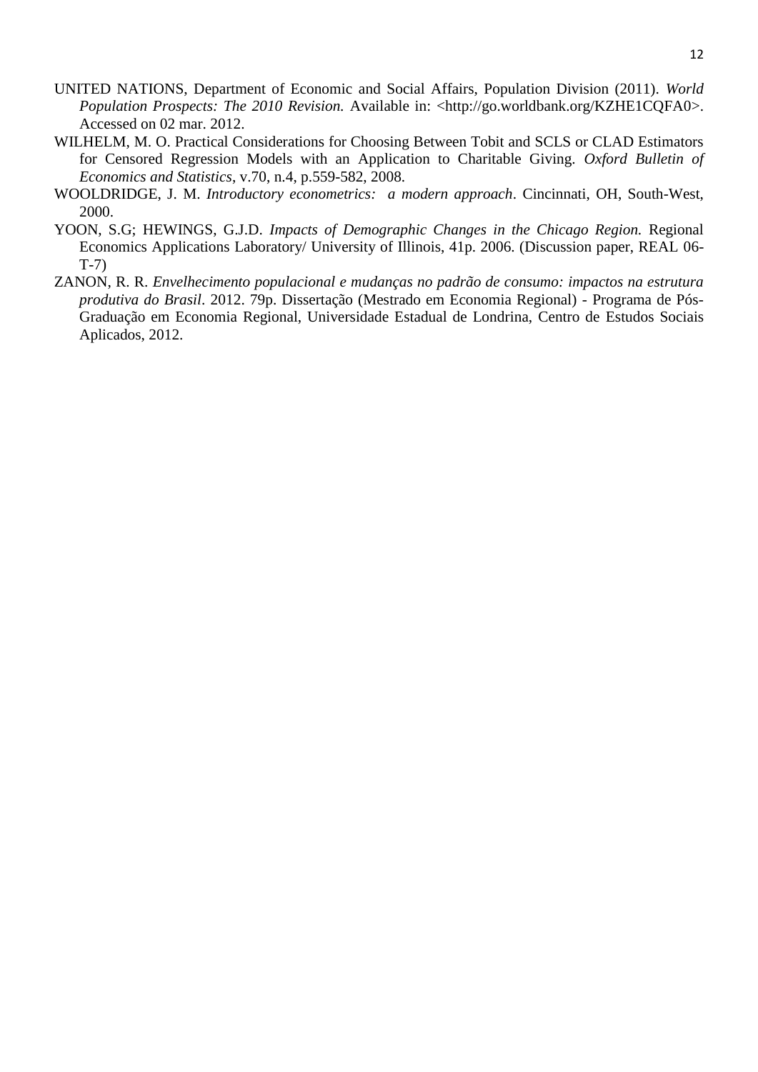UNITED NATIONS, Department of Economic and Social Affairs, Population Division (2011). *World Population Prospects: The 2010 Revision.* Available in: <http://go.worldbank.org/KZHE1CQFA0>. Accessed on 02 mar. 2012.

WILHELM, M. O. Practical Considerations for Choosing Between Tobit and SCLS or CLAD Estimators for Censored Regression Models with an Application to Charitable Giving. *Oxford Bulletin of Economics and Statistics*, v.70, n.4, p.559-582, 2008.

WOOLDRIDGE, J. M. *Introductory econometrics: a modern approach*. Cincinnati, OH, South-West, 2000.

YOON, S.G; HEWINGS, G.J.D. *Impacts of Demographic Changes in the Chicago Region.* Regional Economics Applications Laboratory/ University of Illinois, 41p. 2006. (Discussion paper, REAL 06-T-7)

ZANON, R. R. *Envelhecimento populacional e mudanças no padrão de consumo: impactos na estrutura produtiva do Brasil*. 2012. 79p. Dissertação (Mestrado em Economia Regional) - Programa de Pós-Graduação em Economia Regional, Universidade Estadual de Londrina, Centro de Estudos Sociais Aplicados, 2012.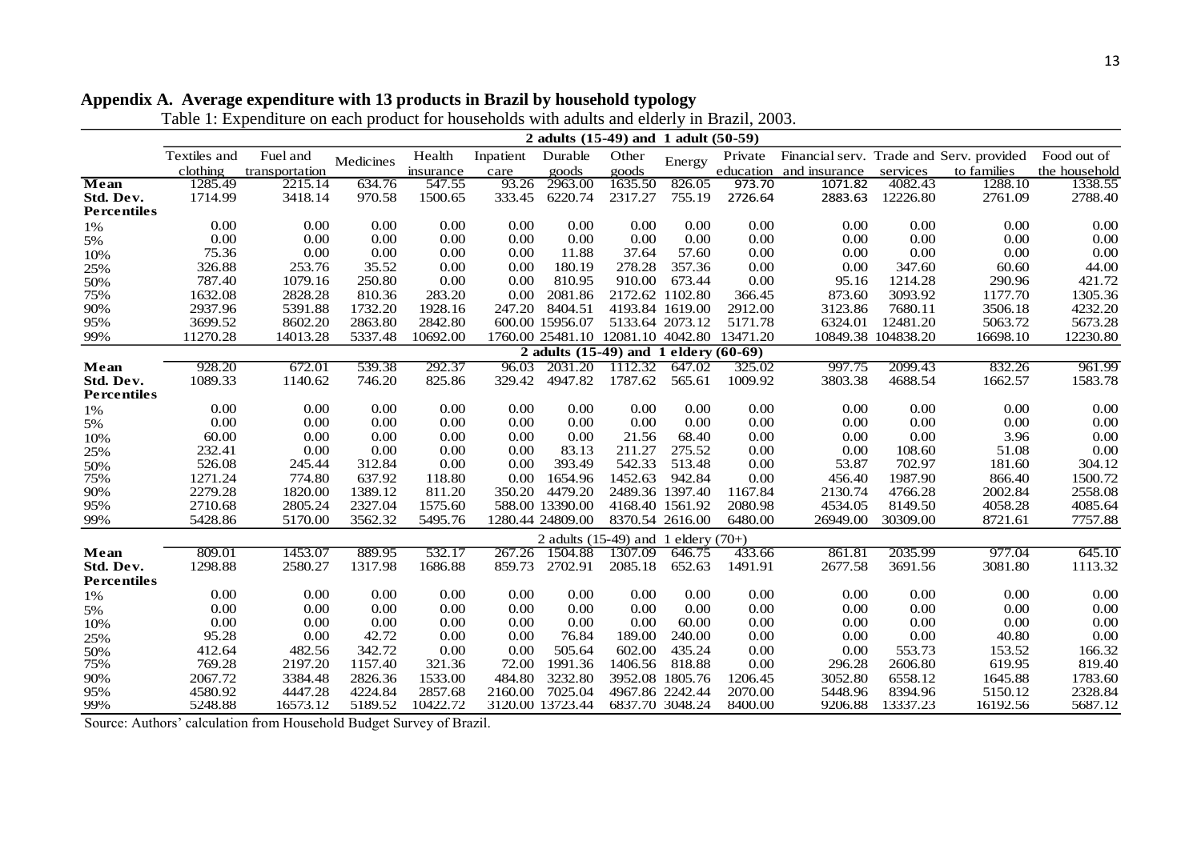## Appendix A. Average expenditure with 13 products in Brazil by household typology

Table 1: Expenditure on each product for households with adults and elderly in Brazil, 2003.

| | Textiles and clothing | Fuel and transportation | Medicines | Health insurance | Inpatient care | Durable goods | Other goods | Energy | Private education | Financial serv. and insurance | Trade and services | Serv. provided to families | Food out of the household |
|---|---|---|---|---|---|---|---|---|---|---|---|---|---|
| | **2 adults (15-49) and 1 adult (50-59)** | | | | | | | | | | | | |
| **Mean** | 1285.49 | 2215.14 | 634.76 | 547.55 | 93.26 | 2963.00 | 1635.50 | 826.05 | 973.70 | 1071.82 | 4082.43 | 1288.10 | 1338.55 |
| **Std. Dev.** | 1714.99 | 3418.14 | 970.58 | 1500.65 | 333.45 | 6220.74 | 2317.27 | 755.19 | 2726.64 | 2883.63 | 12226.80 | 2761.09 | 2788.40 |
| **Percentiles** | | | | | | | | | | | | | |
| 1% | 0.00 | 0.00 | 0.00 | 0.00 | 0.00 | 0.00 | 0.00 | 0.00 | 0.00 | 0.00 | 0.00 | 0.00 | 0.00 |
| 5% | 0.00 | 0.00 | 0.00 | 0.00 | 0.00 | 0.00 | 0.00 | 0.00 | 0.00 | 0.00 | 0.00 | 0.00 | 0.00 |
| 10% | 75.36 | 0.00 | 0.00 | 0.00 | 0.00 | 11.88 | 37.64 | 57.60 | 0.00 | 0.00 | 0.00 | 0.00 | 0.00 |
| 25% | 326.88 | 253.76 | 35.52 | 0.00 | 0.00 | 180.19 | 278.28 | 357.36 | 0.00 | 0.00 | 347.60 | 60.60 | 44.00 |
| 50% | 787.40 | 1079.16 | 250.80 | 0.00 | 0.00 | 810.95 | 910.00 | 673.44 | 0.00 | 95.16 | 1214.28 | 290.96 | 421.72 |
| 75% | 1632.08 | 2828.28 | 810.36 | 283.20 | 0.00 | 2081.86 | 2172.62 | 1102.80 | 366.45 | 873.60 | 3093.92 | 1177.70 | 1305.36 |
| 90% | 2937.96 | 5391.88 | 1732.20 | 1928.16 | 247.20 | 8404.51 | 4193.84 | 1619.00 | 2912.00 | 3123.86 | 7680.11 | 3506.18 | 4232.20 |
| 95% | 3699.52 | 8602.20 | 2863.80 | 2842.80 | 600.00 | 15956.07 | 5133.64 | 2073.12 | 5171.78 | 6324.01 | 12481.20 | 5063.72 | 5673.28 |
| 99% | 11270.28 | 14013.28 | 5337.48 | 10692.00 | 1760.00 | 25481.10 | 12081.10 | 4042.80 | 13471.20 | 10849.38 | 104838.20 | 16698.10 | 12230.80 |
| | **2 adults (15-49) and 1 eldery (60-69)** | | | | | | | | | | | | |
| **Mean** | 928.20 | 672.01 | 539.38 | 292.37 | 96.03 | 2031.20 | 1112.32 | 647.02 | 325.02 | 997.75 | 2099.43 | 832.26 | 961.99 |
| **Std. Dev.** | 1089.33 | 1140.62 | 746.20 | 825.86 | 329.42 | 4947.82 | 1787.62 | 565.61 | 1009.92 | 3803.38 | 4688.54 | 1662.57 | 1583.78 |
| **Percentiles** | | | | | | | | | | | | | |
| 1% | 0.00 | 0.00 | 0.00 | 0.00 | 0.00 | 0.00 | 0.00 | 0.00 | 0.00 | 0.00 | 0.00 | 0.00 | 0.00 |
| 5% | 0.00 | 0.00 | 0.00 | 0.00 | 0.00 | 0.00 | 0.00 | 0.00 | 0.00 | 0.00 | 0.00 | 0.00 | 0.00 |
| 10% | 60.00 | 0.00 | 0.00 | 0.00 | 0.00 | 0.00 | 21.56 | 68.40 | 0.00 | 0.00 | 0.00 | 3.96 | 0.00 |
| 25% | 232.41 | 0.00 | 0.00 | 0.00 | 0.00 | 83.13 | 211.27 | 275.52 | 0.00 | 0.00 | 108.60 | 51.08 | 0.00 |
| 50% | 526.08 | 245.44 | 312.84 | 0.00 | 0.00 | 393.49 | 542.33 | 513.48 | 0.00 | 53.87 | 702.97 | 181.60 | 304.12 |
| 75% | 1271.24 | 774.80 | 637.92 | 118.80 | 0.00 | 1654.96 | 1452.63 | 942.84 | 0.00 | 456.40 | 1987.90 | 866.40 | 1500.72 |
| 90% | 2279.28 | 1820.00 | 1389.12 | 811.20 | 350.20 | 4479.20 | 2489.36 | 1397.40 | 1167.84 | 2130.74 | 4766.28 | 2002.84 | 2558.08 |
| 95% | 2710.68 | 2805.24 | 2327.04 | 1575.60 | 588.00 | 13390.00 | 4168.40 | 1561.92 | 2080.98 | 4534.05 | 8149.50 | 4058.28 | 4085.64 |
| 99% | 5428.86 | 5170.00 | 3562.32 | 5495.76 | 1280.44 | 24809.00 | 8370.54 | 2616.00 | 6480.00 | 26949.00 | 30309.00 | 8721.61 | 7757.88 |
| | **2 adults (15-49) and 1 eldery (70+)** | | | | | | | | | | | | |
| **Mean** | 809.01 | 1453.07 | 889.95 | 532.17 | 267.26 | 1504.88 | 1307.09 | 646.75 | 433.66 | 861.81 | 2035.99 | 977.04 | 645.10 |
| **Std. Dev.** | 1298.88 | 2580.27 | 1317.98 | 1686.88 | 859.73 | 2702.91 | 2085.18 | 652.63 | 1491.91 | 2677.58 | 3691.56 | 3081.80 | 1113.32 |
| **Percentiles** | | | | | | | | | | | | | |
| 1% | 0.00 | 0.00 | 0.00 | 0.00 | 0.00 | 0.00 | 0.00 | 0.00 | 0.00 | 0.00 | 0.00 | 0.00 | 0.00 |
| 5% | 0.00 | 0.00 | 0.00 | 0.00 | 0.00 | 0.00 | 0.00 | 0.00 | 0.00 | 0.00 | 0.00 | 0.00 | 0.00 |
| 10% | 0.00 | 0.00 | 0.00 | 0.00 | 0.00 | 0.00 | 0.00 | 60.00 | 0.00 | 0.00 | 0.00 | 0.00 | 0.00 |
| 25% | 95.28 | 0.00 | 42.72 | 0.00 | 0.00 | 76.84 | 189.00 | 240.00 | 0.00 | 0.00 | 0.00 | 40.80 | 0.00 |
| 50% | 412.64 | 482.56 | 342.72 | 0.00 | 0.00 | 505.64 | 602.00 | 435.24 | 0.00 | 0.00 | 553.73 | 153.52 | 166.32 |
| 75% | 769.28 | 2197.20 | 1157.40 | 321.36 | 72.00 | 1991.36 | 1406.56 | 818.88 | 0.00 | 296.28 | 2606.80 | 619.95 | 819.40 |
| 90% | 2067.72 | 3384.48 | 2826.36 | 1533.00 | 484.80 | 3232.80 | 3952.08 | 1805.76 | 1206.45 | 3052.80 | 6558.12 | 1645.88 | 1783.60 |
| 95% | 4580.92 | 4447.28 | 4224.84 | 2857.68 | 2160.00 | 7025.04 | 4967.86 | 2242.44 | 2070.00 | 5448.96 | 8394.96 | 5150.12 | 2328.84 |
| 99% | 5248.88 | 16573.12 | 5189.52 | 10422.72 | 3120.00 | 13723.44 | 6837.70 | 3048.24 | 8400.00 | 9206.88 | 13337.23 | 16192.56 | 5687.12 |

Source: Authors' calculation from Household Budget Survey of Brazil.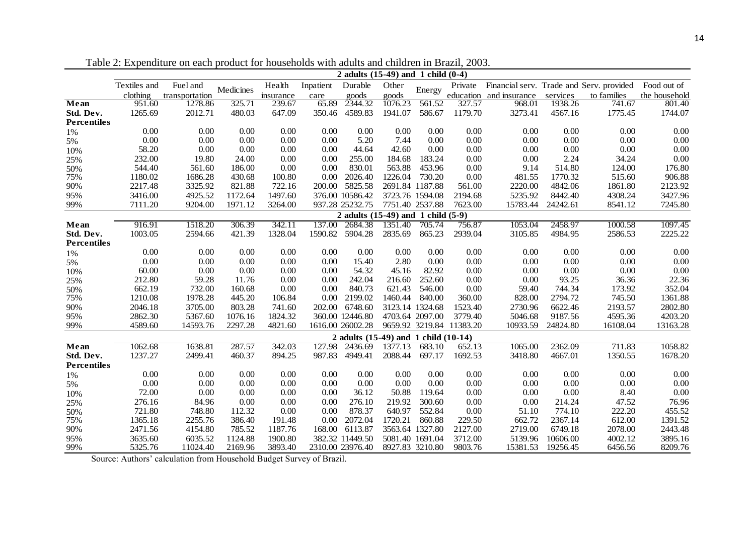Table 2: Expenditure on each product for households with adults and children in Brazil, 2003.

| | Textiles and clothing | Fuel and transportation | Medicines | Health insurance | Inpatient care | Durable goods | Other goods | Energy | Private education | Financial serv. and insurance | Trade and services | Serv. provided to families | Food out of the household |
|---|---|---|---|---|---|---|---|---|---|---|---|---|---|
| **2 adults (15-49) and 1 child (0-4)** | | | | | | | | | | | | | |
| **Mean** | 951.60 | 1278.86 | 325.71 | 239.67 | 65.89 | 2344.32 | 1076.23 | 561.52 | 327.57 | 968.01 | 1938.26 | 741.67 | 801.40 |
| **Std. Dev.** | 1265.69 | 2012.71 | 480.03 | 647.09 | 350.46 | 4589.83 | 1941.07 | 586.67 | 1179.70 | 3273.41 | 4567.16 | 1775.45 | 1744.07 |
| **Percentiles** | | | | | | | | | | | | | |
| 1% | 0.00 | 0.00 | 0.00 | 0.00 | 0.00 | 0.00 | 0.00 | 0.00 | 0.00 | 0.00 | 0.00 | 0.00 | 0.00 |
| 5% | 0.00 | 0.00 | 0.00 | 0.00 | 0.00 | 5.20 | 7.44 | 0.00 | 0.00 | 0.00 | 0.00 | 0.00 | 0.00 |
| 10% | 58.20 | 0.00 | 0.00 | 0.00 | 0.00 | 44.64 | 42.60 | 0.00 | 0.00 | 0.00 | 0.00 | 0.00 | 0.00 |
| 25% | 232.00 | 19.80 | 24.00 | 0.00 | 0.00 | 255.00 | 184.68 | 183.24 | 0.00 | 0.00 | 2.24 | 34.24 | 0.00 |
| 50% | 544.40 | 561.60 | 186.00 | 0.00 | 0.00 | 830.01 | 563.88 | 453.96 | 0.00 | 9.14 | 514.80 | 124.00 | 176.80 |
| 75% | 1180.02 | 1686.28 | 430.68 | 100.80 | 0.00 | 2026.40 | 1226.04 | 730.20 | 0.00 | 481.55 | 1770.32 | 515.60 | 906.88 |
| 90% | 2217.48 | 3325.92 | 821.88 | 722.16 | 200.00 | 5825.58 | 2691.84 | 1187.88 | 561.00 | 2220.00 | 4842.06 | 1861.80 | 2123.92 |
| 95% | 3416.00 | 4925.52 | 1172.64 | 1497.60 | 376.00 | 10586.42 | 3723.76 | 1594.08 | 2194.68 | 5235.92 | 8442.40 | 4308.24 | 3427.96 |
| 99% | 7111.20 | 9204.00 | 1971.12 | 3264.00 | 937.28 | 25232.75 | 7751.40 | 2537.88 | 7623.00 | 15783.44 | 24242.61 | 8541.12 | 7245.80 |
| **2 adults (15-49) and 1 child (5-9)** | | | | | | | | | | | | | |
| **Mean** | 916.91 | 1518.20 | 306.39 | 342.11 | 137.00 | 2684.38 | 1351.40 | 705.74 | 756.87 | 1053.04 | 2458.97 | 1000.58 | 1097.45 |
| **Std. Dev.** | 1003.05 | 2594.66 | 421.39 | 1328.04 | 1590.82 | 5904.28 | 2835.69 | 865.23 | 2939.04 | 3105.85 | 4984.95 | 2586.53 | 2225.22 |
| **Percentiles** | | | | | | | | | | | | | |
| 1% | 0.00 | 0.00 | 0.00 | 0.00 | 0.00 | 0.00 | 0.00 | 0.00 | 0.00 | 0.00 | 0.00 | 0.00 | 0.00 |
| 5% | 0.00 | 0.00 | 0.00 | 0.00 | 0.00 | 15.40 | 2.80 | 0.00 | 0.00 | 0.00 | 0.00 | 0.00 | 0.00 |
| 10% | 60.00 | 0.00 | 0.00 | 0.00 | 0.00 | 54.32 | 45.16 | 82.92 | 0.00 | 0.00 | 0.00 | 0.00 | 0.00 |
| 25% | 212.80 | 59.28 | 11.76 | 0.00 | 0.00 | 242.04 | 216.60 | 252.60 | 0.00 | 0.00 | 93.25 | 36.36 | 22.36 |
| 50% | 662.19 | 732.00 | 160.68 | 0.00 | 0.00 | 840.73 | 621.43 | 546.00 | 0.00 | 59.40 | 744.34 | 173.92 | 352.04 |
| 75% | 1210.08 | 1978.28 | 445.20 | 106.84 | 0.00 | 2199.02 | 1460.44 | 840.00 | 360.00 | 828.00 | 2794.72 | 745.50 | 1361.88 |
| 90% | 2046.18 | 3705.00 | 803.28 | 741.60 | 202.00 | 6748.60 | 3123.14 | 1324.68 | 1523.40 | 2730.96 | 6622.46 | 2193.57 | 2802.80 |
| 95% | 2862.30 | 5367.60 | 1076.16 | 1824.32 | 360.00 | 12446.80 | 4703.64 | 2097.00 | 3779.40 | 5046.68 | 9187.56 | 4595.36 | 4203.20 |
| 99% | 4589.60 | 14593.76 | 2297.28 | 4821.60 | 1616.00 | 26002.28 | 9659.92 | 3219.84 | 11383.20 | 10933.59 | 24824.80 | 16108.04 | 13163.28 |
| **2 adults (15-49) and 1 child (10-14)** | | | | | | | | | | | | | |
| **Mean** | 1062.68 | 1638.81 | 287.57 | 342.03 | 127.98 | 2436.69 | 1377.13 | 683.10 | 652.13 | 1065.00 | 2362.09 | 711.83 | 1058.82 |
| **Std. Dev.** | 1237.27 | 2499.41 | 460.37 | 894.25 | 987.83 | 4949.41 | 2088.44 | 697.17 | 1692.53 | 3418.80 | 4667.01 | 1350.55 | 1678.20 |
| **Percentiles** | | | | | | | | | | | | | |
| 1% | 0.00 | 0.00 | 0.00 | 0.00 | 0.00 | 0.00 | 0.00 | 0.00 | 0.00 | 0.00 | 0.00 | 0.00 | 0.00 |
| 5% | 0.00 | 0.00 | 0.00 | 0.00 | 0.00 | 0.00 | 0.00 | 0.00 | 0.00 | 0.00 | 0.00 | 0.00 | 0.00 |
| 10% | 72.00 | 0.00 | 0.00 | 0.00 | 0.00 | 36.12 | 50.88 | 119.64 | 0.00 | 0.00 | 0.00 | 8.40 | 0.00 |
| 25% | 276.16 | 84.96 | 0.00 | 0.00 | 0.00 | 276.10 | 219.92 | 300.60 | 0.00 | 0.00 | 214.24 | 47.52 | 76.96 |
| 50% | 721.80 | 748.80 | 112.32 | 0.00 | 0.00 | 878.37 | 640.97 | 552.84 | 0.00 | 51.10 | 774.10 | 222.20 | 455.52 |
| 75% | 1365.18 | 2255.76 | 386.40 | 191.48 | 0.00 | 2072.04 | 1720.21 | 860.88 | 229.50 | 662.72 | 2367.14 | 612.00 | 1391.52 |
| 90% | 2471.56 | 4154.80 | 785.52 | 1187.76 | 168.00 | 6113.87 | 3563.64 | 1327.80 | 2127.00 | 2719.00 | 6749.18 | 2078.00 | 2443.48 |
| 95% | 3635.60 | 6035.52 | 1124.88 | 1900.80 | 382.32 | 11449.50 | 5081.40 | 1691.04 | 3712.00 | 5139.96 | 10606.00 | 4002.12 | 3895.16 |
| 99% | 5325.76 | 11024.40 | 2169.96 | 3893.40 | 2310.00 | 23976.40 | 8927.83 | 3210.80 | 9803.76 | 15381.53 | 19256.45 | 6456.56 | 8209.76 |

Source: Authors' calculation from Household Budget Survey of Brazil.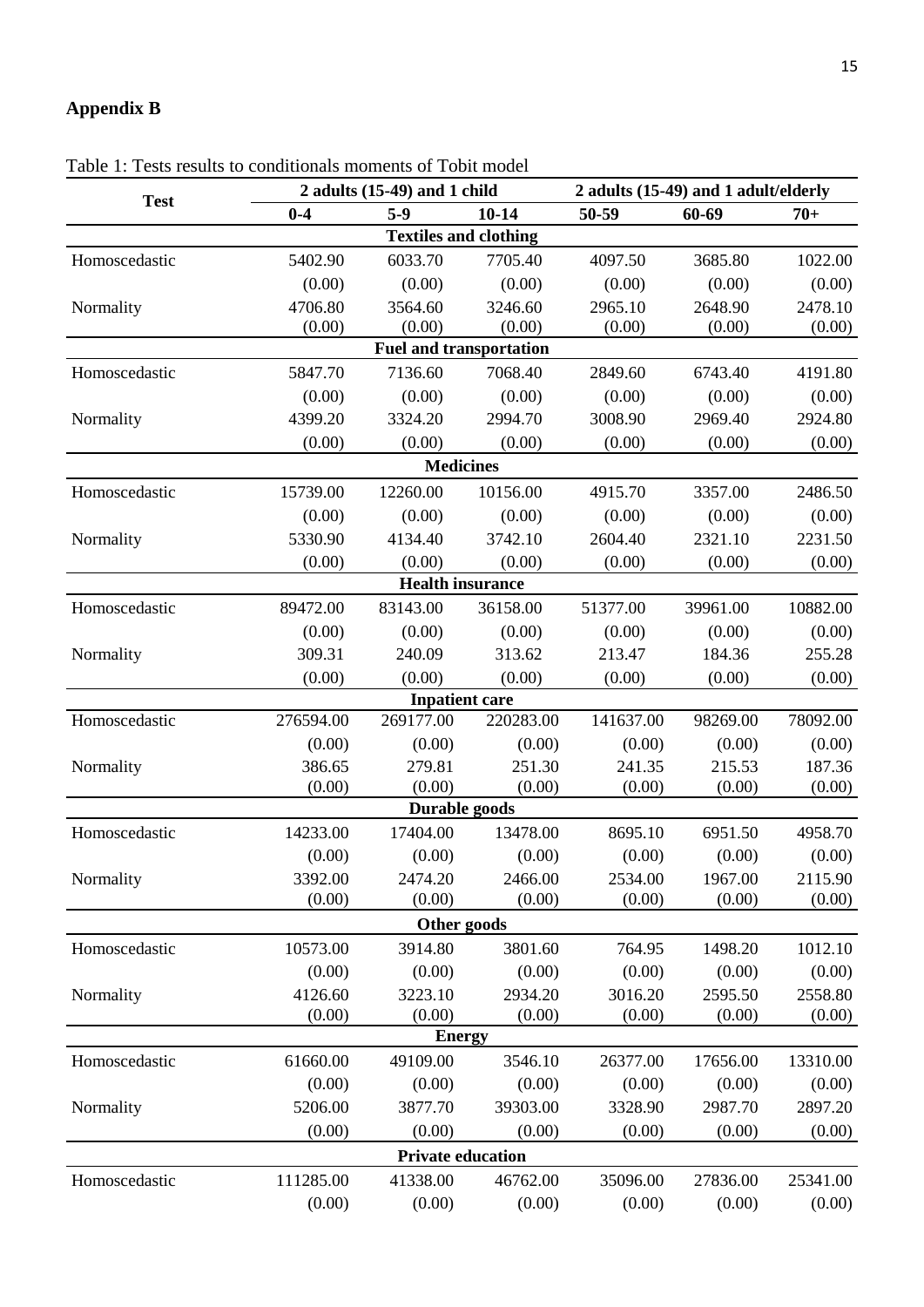## Appendix B

Table 1: Tests results to conditionals moments of Tobit model

| Test | 2 adults (15-49) and 1 child | | | 2 adults (15-49) and 1 adult/elderly | | |
|---|---|---|---|---|---|---|
| | 0-4 | 5-9 | 10-14 | 50-59 | 60-69 | 70+ |
| **Textiles and clothing** | | | | | | |
| Homoscedastic | 5402.90 | 6033.70 | 7705.40 | 4097.50 | 3685.80 | 1022.00 |
| | (0.00) | (0.00) | (0.00) | (0.00) | (0.00) | (0.00) |
| Normality | 4706.80 | 3564.60 | 3246.60 | 2965.10 | 2648.90 | 2478.10 |
| | (0.00) | (0.00) | (0.00) | (0.00) | (0.00) | (0.00) |
| **Fuel and transportation** | | | | | | |
| Homoscedastic | 5847.70 | 7136.60 | 7068.40 | 2849.60 | 6743.40 | 4191.80 |
| | (0.00) | (0.00) | (0.00) | (0.00) | (0.00) | (0.00) |
| Normality | 4399.20 | 3324.20 | 2994.70 | 3008.90 | 2969.40 | 2924.80 |
| | (0.00) | (0.00) | (0.00) | (0.00) | (0.00) | (0.00) |
| **Medicines** | | | | | | |
| Homoscedastic | 15739.00 | 12260.00 | 10156.00 | 4915.70 | 3357.00 | 2486.50 |
| | (0.00) | (0.00) | (0.00) | (0.00) | (0.00) | (0.00) |
| Normality | 5330.90 | 4134.40 | 3742.10 | 2604.40 | 2321.10 | 2231.50 |
| | (0.00) | (0.00) | (0.00) | (0.00) | (0.00) | (0.00) |
| **Health insurance** | | | | | | |
| Homoscedastic | 89472.00 | 83143.00 | 36158.00 | 51377.00 | 39961.00 | 10882.00 |
| | (0.00) | (0.00) | (0.00) | (0.00) | (0.00) | (0.00) |
| Normality | 309.31 | 240.09 | 313.62 | 213.47 | 184.36 | 255.28 |
| | (0.00) | (0.00) | (0.00) | (0.00) | (0.00) | (0.00) |
| **Inpatient care** | | | | | | |
| Homoscedastic | 276594.00 | 269177.00 | 220283.00 | 141637.00 | 98269.00 | 78092.00 |
| | (0.00) | (0.00) | (0.00) | (0.00) | (0.00) | (0.00) |
| Normality | 386.65 | 279.81 | 251.30 | 241.35 | 215.53 | 187.36 |
| | (0.00) | (0.00) | (0.00) | (0.00) | (0.00) | (0.00) |
| **Durable goods** | | | | | | |
| Homoscedastic | 14233.00 | 17404.00 | 13478.00 | 8695.10 | 6951.50 | 4958.70 |
| | (0.00) | (0.00) | (0.00) | (0.00) | (0.00) | (0.00) |
| Normality | 3392.00 | 2474.20 | 2466.00 | 2534.00 | 1967.00 | 2115.90 |
| | (0.00) | (0.00) | (0.00) | (0.00) | (0.00) | (0.00) |
| **Other goods** | | | | | | |
| Homoscedastic | 10573.00 | 3914.80 | 3801.60 | 764.95 | 1498.20 | 1012.10 |
| | (0.00) | (0.00) | (0.00) | (0.00) | (0.00) | (0.00) |
| Normality | 4126.60 | 3223.10 | 2934.20 | 3016.20 | 2595.50 | 2558.80 |
| | (0.00) | (0.00) | (0.00) | (0.00) | (0.00) | (0.00) |
| **Energy** | | | | | | |
| Homoscedastic | 61660.00 | 49109.00 | 3546.10 | 26377.00 | 17656.00 | 13310.00 |
| | (0.00) | (0.00) | (0.00) | (0.00) | (0.00) | (0.00) |
| Normality | 5206.00 | 3877.70 | 39303.00 | 3328.90 | 2987.70 | 2897.20 |
| | (0.00) | (0.00) | (0.00) | (0.00) | (0.00) | (0.00) |
| **Private education** | | | | | | |
| Homoscedastic | 111285.00 | 41338.00 | 46762.00 | 35096.00 | 27836.00 | 25341.00 |
| | (0.00) | (0.00) | (0.00) | (0.00) | (0.00) | (0.00) |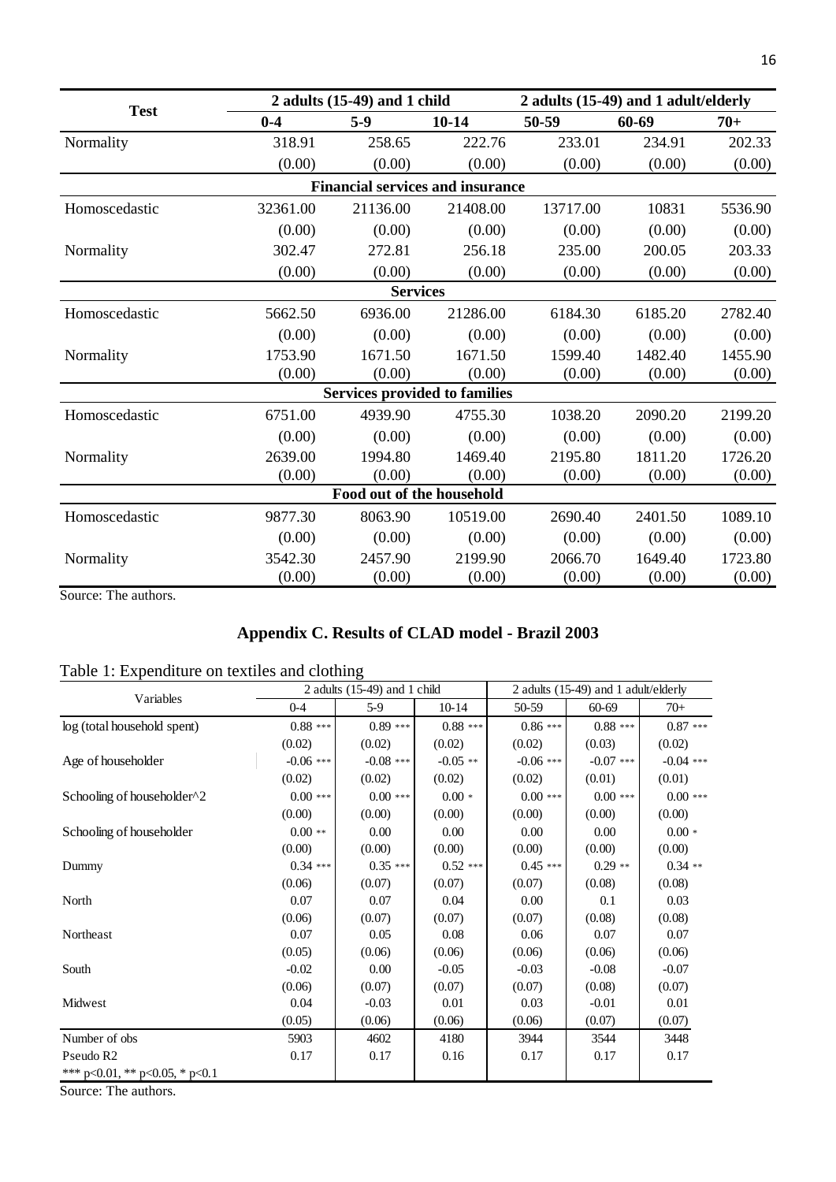| Test | 2 adults (15-49) and 1 child | | | 2 adults (15-49) and 1 adult/elderly | | |
|---|---|---|---|---|---|---|
| | 0-4 | 5-9 | 10-14 | 50-59 | 60-69 | 70+ |
| Normality | 318.91 | 258.65 | 222.76 | 233.01 | 234.91 | 202.33 |
| | (0.00) | (0.00) | (0.00) | (0.00) | (0.00) | (0.00) |
| **Financial services and insurance** | | | | | | |
| Homoscedastic | 32361.00 | 21136.00 | 21408.00 | 13717.00 | 10831 | 5536.90 |
| | (0.00) | (0.00) | (0.00) | (0.00) | (0.00) | (0.00) |
| Normality | 302.47 | 272.81 | 256.18 | 235.00 | 200.05 | 203.33 |
| | (0.00) | (0.00) | (0.00) | (0.00) | (0.00) | (0.00) |
| **Services** | | | | | | |
| Homoscedastic | 5662.50 | 6936.00 | 21286.00 | 6184.30 | 6185.20 | 2782.40 |
| | (0.00) | (0.00) | (0.00) | (0.00) | (0.00) | (0.00) |
| Normality | 1753.90 | 1671.50 | 1671.50 | 1599.40 | 1482.40 | 1455.90 |
| | (0.00) | (0.00) | (0.00) | (0.00) | (0.00) | (0.00) |
| **Services provided to families** | | | | | | |
| Homoscedastic | 6751.00 | 4939.90 | 4755.30 | 1038.20 | 2090.20 | 2199.20 |
| | (0.00) | (0.00) | (0.00) | (0.00) | (0.00) | (0.00) |
| Normality | 2639.00 | 1994.80 | 1469.40 | 2195.80 | 1811.20 | 1726.20 |
| | (0.00) | (0.00) | (0.00) | (0.00) | (0.00) | (0.00) |
| **Food out of the household** | | | | | | |
| Homoscedastic | 9877.30 | 8063.90 | 10519.00 | 2690.40 | 2401.50 | 1089.10 |
| | (0.00) | (0.00) | (0.00) | (0.00) | (0.00) | (0.00) |
| Normality | 3542.30 | 2457.90 | 2199.90 | 2066.70 | 1649.40 | 1723.80 |
| | (0.00) | (0.00) | (0.00) | (0.00) | (0.00) | (0.00) |

Source: The authors.

## Appendix C. Results of CLAD model - Brazil 2003

Table 1: Expenditure on textiles and clothing

| Variables | 2 adults (15-49) and 1 child | | | 2 adults (15-49) and 1 adult/elderly | | |
|---|---|---|---|---|---|---|
| | 0-4 | 5-9 | 10-14 | 50-59 | 60-69 | 70+ |
| log (total household spent) | 0.88 *** | 0.89 *** | 0.88 *** | 0.86 *** | 0.88 *** | 0.87 *** |
| | (0.02) | (0.02) | (0.02) | (0.02) | (0.03) | (0.02) |
| Age of householder | -0.06 *** | -0.08 *** | -0.05 ** | -0.06 *** | -0.07 *** | -0.04 *** |
| | (0.02) | (0.02) | (0.02) | (0.02) | (0.01) | (0.01) |
| Schooling of householder^2 | 0.00 *** | 0.00 *** | 0.00 * | 0.00 *** | 0.00 *** | 0.00 *** |
| | (0.00) | (0.00) | (0.00) | (0.00) | (0.00) | (0.00) |
| Schooling of householder | 0.00 ** | 0.00 | 0.00 | 0.00 | 0.00 | 0.00 * |
| | (0.00) | (0.00) | (0.00) | (0.00) | (0.00) | (0.00) |
| Dummy | 0.34 *** | 0.35 *** | 0.52 *** | 0.45 *** | 0.29 ** | 0.34 ** |
| | (0.06) | (0.07) | (0.07) | (0.07) | (0.08) | (0.08) |
| North | 0.07 | 0.07 | 0.04 | 0.00 | 0.1 | 0.03 |
| | (0.06) | (0.07) | (0.07) | (0.07) | (0.08) | (0.08) |
| Northeast | 0.07 | 0.05 | 0.08 | 0.06 | 0.07 | 0.07 |
| | (0.05) | (0.06) | (0.06) | (0.06) | (0.06) | (0.06) |
| South | -0.02 | 0.00 | -0.05 | -0.03 | -0.08 | -0.07 |
| | (0.06) | (0.07) | (0.07) | (0.07) | (0.08) | (0.07) |
| Midwest | 0.04 | -0.03 | 0.01 | 0.03 | -0.01 | 0.01 |
| | (0.05) | (0.06) | (0.06) | (0.06) | (0.07) | (0.07) |
| Number of obs | 5903 | 4602 | 4180 | 3944 | 3544 | 3448 |
| Pseudo R2 | 0.17 | 0.17 | 0.16 | 0.17 | 0.17 | 0.17 |
| *** p<0.01, ** p<0.05, * p<0.1 | | | | | | |

Source: The authors.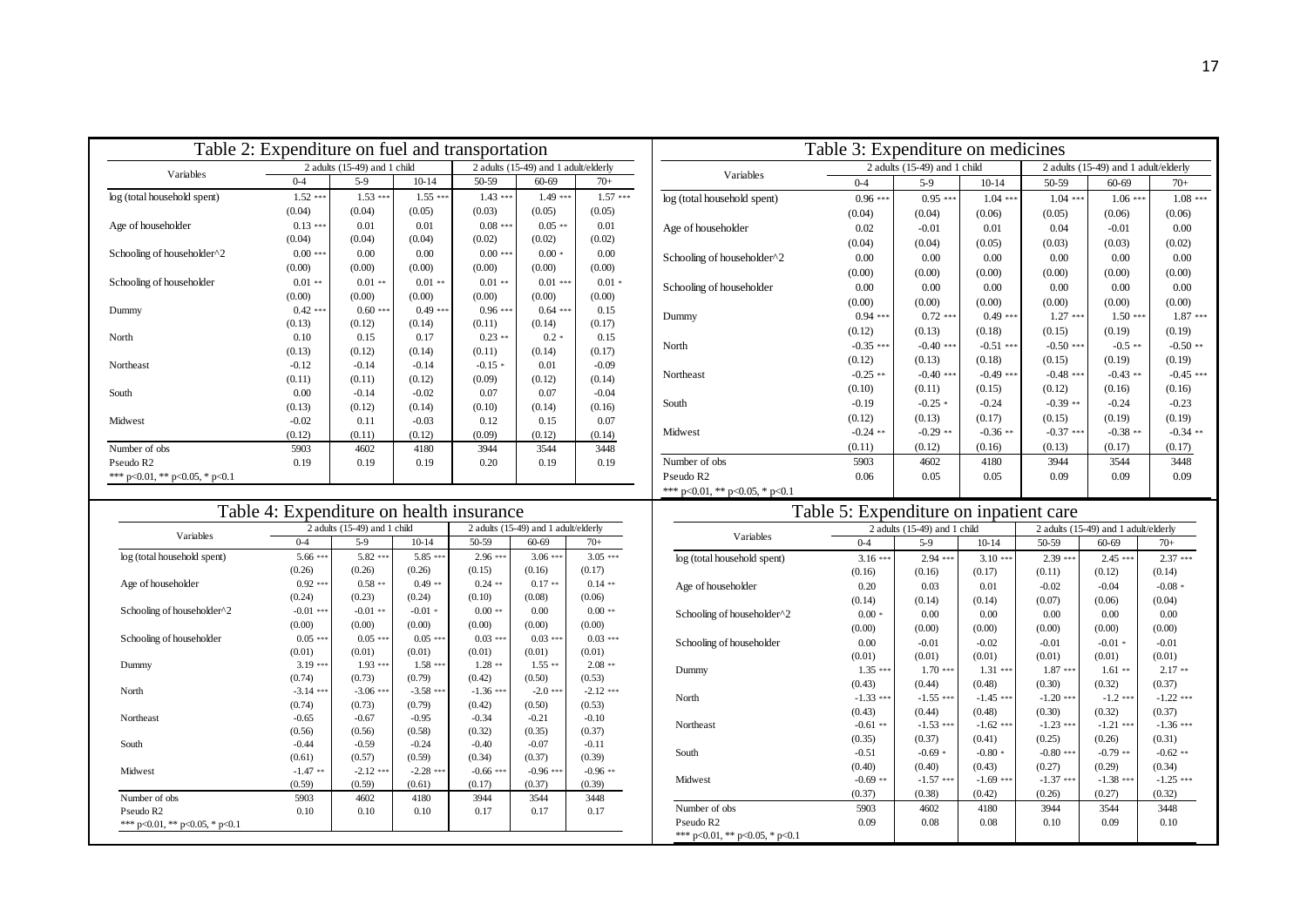## Table 2: Expenditure on fuel and transportation

| Variables | 2 adults (15-49) and 1 child | | | 2 adults (15-49) and 1 adult/elderly | | |
|---|---|---|---|---|---|---|
| | 0-4 | 5-9 | 10-14 | 50-59 | 60-69 | 70+ |
| log (total household spent) | 1.52 *** | 1.53 *** | 1.55 *** | 1.43 *** | 1.49 *** | 1.57 *** |
| | (0.04) | (0.04) | (0.05) | (0.03) | (0.05) | (0.05) |
| Age of householder | 0.13 *** | 0.01 | 0.01 | 0.08 *** | 0.05 ** | 0.01 |
| | (0.04) | (0.04) | (0.04) | (0.02) | (0.02) | (0.02) |
| Schooling of householder^2 | 0.00 *** | 0.00 | 0.00 | 0.00 *** | 0.00 * | 0.00 |
| | (0.00) | (0.00) | (0.00) | (0.00) | (0.00) | (0.00) |
| Schooling of householder | 0.01 ** | 0.01 ** | 0.01 ** | 0.01 ** | 0.01 *** | 0.01 * |
| | (0.00) | (0.00) | (0.00) | (0.00) | (0.00) | (0.00) |
| Dummy | 0.42 *** | 0.60 *** | 0.49 *** | 0.96 *** | 0.64 *** | 0.15 |
| | (0.13) | (0.12) | (0.14) | (0.11) | (0.14) | (0.17) |
| North | 0.10 | 0.15 | 0.17 | 0.23 ** | 0.2 * | 0.15 |
| | (0.13) | (0.12) | (0.14) | (0.11) | (0.14) | (0.17) |
| Northeast | -0.12 | -0.14 | -0.14 | -0.15 * | 0.01 | -0.09 |
| | (0.11) | (0.11) | (0.12) | (0.09) | (0.12) | (0.14) |
| South | 0.00 | -0.14 | -0.02 | 0.07 | 0.07 | -0.04 |
| | (0.13) | (0.12) | (0.14) | (0.10) | (0.14) | (0.16) |
| Midwest | -0.02 | 0.11 | -0.03 | 0.12 | 0.15 | 0.07 |
| | (0.12) | (0.11) | (0.12) | (0.09) | (0.12) | (0.14) |
| Number of obs | 5903 | 4602 | 4180 | 3944 | 3544 | 3448 |
| Pseudo R2 | 0.19 | 0.19 | 0.19 | 0.20 | 0.19 | 0.19 |

*** p<0.01, ** p<0.05, * p<0.1

## Table 3: Expenditure on medicines

| Variables | 2 adults (15-49) and 1 child | | | 2 adults (15-49) and 1 adult/elderly | | |
|---|---|---|---|---|---|---|
| | 0-4 | 5-9 | 10-14 | 50-59 | 60-69 | 70+ |
| log (total household spent) | 0.96 *** | 0.95 *** | 1.04 *** | 1.04 *** | 1.06 *** | 1.08 *** |
| | (0.04) | (0.04) | (0.06) | (0.05) | (0.06) | (0.06) |
| Age of householder | 0.02 | -0.01 | 0.01 | 0.04 | -0.01 | 0.00 |
| | (0.04) | (0.04) | (0.05) | (0.03) | (0.03) | (0.02) |
| Schooling of householder^2 | 0.00 | 0.00 | 0.00 | 0.00 | 0.00 | 0.00 |
| | (0.00) | (0.00) | (0.00) | (0.00) | (0.00) | (0.00) |
| Schooling of householder | 0.00 | 0.00 | 0.00 | 0.00 | 0.00 | 0.00 |
| | (0.00) | (0.00) | (0.00) | (0.00) | (0.00) | (0.00) |
| Dummy | 0.94 *** | 0.72 *** | 0.49 *** | 1.27 *** | 1.50 *** | 1.87 *** |
| | (0.12) | (0.13) | (0.18) | (0.15) | (0.19) | (0.19) |
| North | -0.35 *** | -0.40 *** | -0.51 *** | -0.50 *** | -0.5 ** | -0.50 ** |
| | (0.12) | (0.13) | (0.18) | (0.15) | (0.19) | (0.19) |
| Northeast | -0.25 ** | -0.40 *** | -0.49 *** | -0.48 *** | -0.43 ** | -0.45 *** |
| | (0.10) | (0.11) | (0.15) | (0.12) | (0.16) | (0.16) |
| South | -0.19 | -0.25 * | -0.24 | -0.39 ** | -0.24 | -0.23 |
| | (0.12) | (0.13) | (0.17) | (0.15) | (0.19) | (0.19) |
| Midwest | -0.24 ** | -0.29 ** | -0.36 ** | -0.37 *** | -0.38 ** | -0.34 ** |
| | (0.11) | (0.12) | (0.16) | (0.13) | (0.17) | (0.17) |
| Number of obs | 5903 | 4602 | 4180 | 3944 | 3544 | 3448 |
| Pseudo R2 | 0.06 | 0.05 | 0.05 | 0.09 | 0.09 | 0.09 |

*** p<0.01, ** p<0.05, * p<0.1

## Table 4: Expenditure on health insurance

| Variables | 2 adults (15-49) and 1 child | | | 2 adults (15-49) and 1 adult/elderly | | |
|---|---|---|---|---|---|---|
| | 0-4 | 5-9 | 10-14 | 50-59 | 60-69 | 70+ |
| log (total household spent) | 5.66 *** | 5.82 *** | 5.85 *** | 2.96 *** | 3.06 *** | 3.05 *** |
| | (0.26) | (0.26) | (0.26) | (0.15) | (0.16) | (0.17) |
| Age of householder | 0.92 *** | 0.58 ** | 0.49 ** | 0.24 ** | 0.17 ** | 0.14 ** |
| | (0.24) | (0.23) | (0.24) | (0.10) | (0.08) | (0.06) |
| Schooling of householder^2 | -0.01 *** | -0.01 ** | -0.01 * | 0.00 ** | 0.00 | 0.00 ** |
| | (0.00) | (0.00) | (0.00) | (0.00) | (0.00) | (0.00) |
| Schooling of householder | 0.05 *** | 0.05 *** | 0.05 *** | 0.03 *** | 0.03 *** | 0.03 *** |
| | (0.01) | (0.01) | (0.01) | (0.01) | (0.01) | (0.01) |
| Dummy | 3.19 *** | 1.93 *** | 1.58 *** | 1.28 ** | 1.55 ** | 2.08 ** |
| | (0.74) | (0.73) | (0.79) | (0.42) | (0.50) | (0.53) |
| North | -3.14 *** | -3.06 *** | -3.58 *** | -1.36 *** | -2.0 *** | -2.12 *** |
| | (0.74) | (0.73) | (0.79) | (0.42) | (0.50) | (0.53) |
| Northeast | -0.65 | -0.67 | -0.95 | -0.34 | -0.21 | -0.10 |
| | (0.56) | (0.56) | (0.58) | (0.32) | (0.35) | (0.37) |
| South | -0.44 | -0.59 | -0.24 | -0.40 | -0.07 | -0.11 |
| | (0.61) | (0.57) | (0.59) | (0.34) | (0.37) | (0.39) |
| Midwest | -1.47 ** | -2.12 *** | -2.28 *** | -0.66 *** | -0.96 *** | -0.96 ** |
| | (0.59) | (0.59) | (0.61) | (0.17) | (0.37) | (0.39) |
| Number of obs | 5903 | 4602 | 4180 | 3944 | 3544 | 3448 |
| Pseudo R2 | 0.10 | 0.10 | 0.10 | 0.17 | 0.17 | 0.17 |

*** p<0.01, ** p<0.05, * p<0.1

## Table 5: Expenditure on inpatient care

| Variables | 2 adults (15-49) and 1 child | | | 2 adults (15-49) and 1 adult/elderly | | |
|---|---|---|---|---|---|---|
| | 0-4 | 5-9 | 10-14 | 50-59 | 60-69 | 70+ |
| log (total household spent) | 3.16 *** | 2.94 *** | 3.10 *** | 2.39 *** | 2.45 *** | 2.37 *** |
| | (0.16) | (0.16) | (0.17) | (0.11) | (0.12) | (0.14) |
| Age of householder | 0.20 | 0.03 | 0.01 | -0.02 | -0.04 | -0.08 * |
| | (0.14) | (0.14) | (0.14) | (0.07) | (0.06) | (0.04) |
| Schooling of householder^2 | 0.00 * | 0.00 | 0.00 | 0.00 | 0.00 | 0.00 |
| | (0.00) | (0.00) | (0.00) | (0.00) | (0.00) | (0.00) |
| Schooling of householder | 0.00 | -0.01 | -0.02 | -0.01 | -0.01 * | -0.01 |
| | (0.01) | (0.01) | (0.01) | (0.01) | (0.01) | (0.01) |
| Dummy | 1.35 *** | 1.70 *** | 1.31 *** | 1.87 *** | 1.61 ** | 2.17 ** |
| | (0.43) | (0.44) | (0.48) | (0.30) | (0.32) | (0.37) |
| North | -1.33 *** | -1.55 *** | -1.45 *** | -1.20 *** | -1.2 *** | -1.22 *** |
| | (0.43) | (0.44) | (0.48) | (0.30) | (0.32) | (0.37) |
| Northeast | -0.61 ** | -1.53 *** | -1.62 *** | -1.23 *** | -1.21 *** | -1.36 *** |
| | (0.35) | (0.37) | (0.41) | (0.25) | (0.26) | (0.31) |
| South | -0.51 | -0.69 * | -0.80 * | -0.80 *** | -0.79 ** | -0.62 ** |
| | (0.40) | (0.40) | (0.43) | (0.27) | (0.29) | (0.34) |
| Midwest | -0.69 ** | -1.57 *** | -1.69 *** | -1.37 *** | -1.38 *** | -1.25 *** |
| | (0.37) | (0.38) | (0.42) | (0.26) | (0.27) | (0.32) |
| Number of obs | 5903 | 4602 | 4180 | 3944 | 3544 | 3448 |
| Pseudo R2 | 0.09 | 0.08 | 0.08 | 0.10 | 0.09 | 0.10 |

*** p<0.01, ** p<0.05, * p<0.1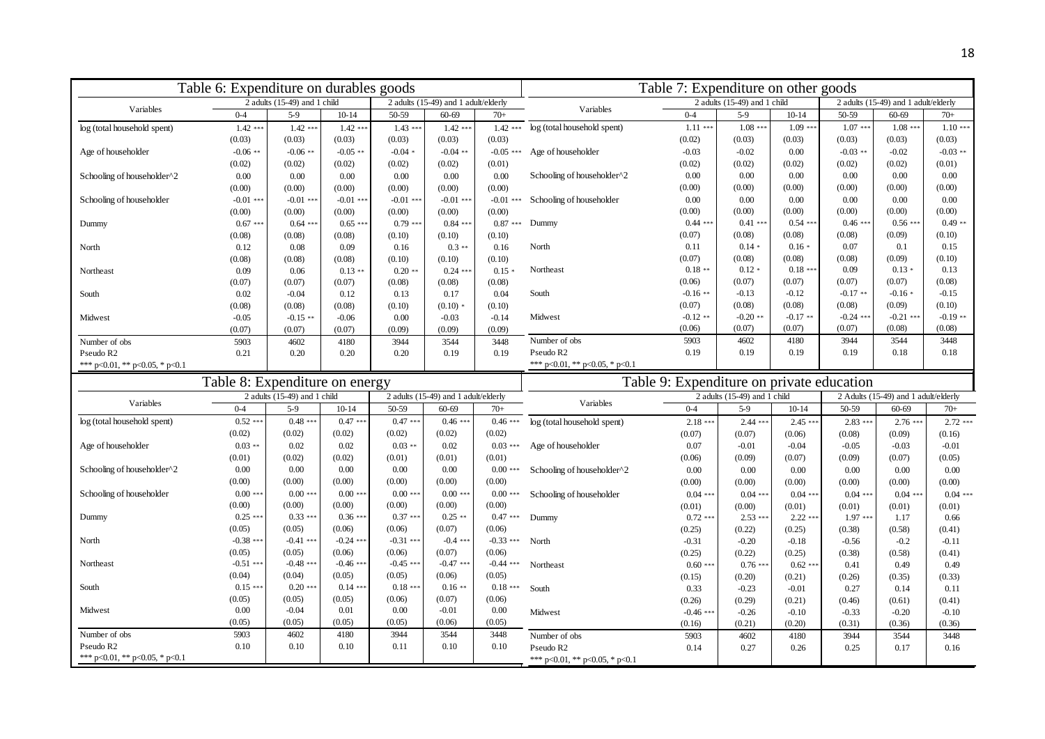## Table 6: Expenditure on durables goods

| Variables | 2 adults (15-49) and 1 child | | | 2 adults (15-49) and 1 adult/elderly | | |
|---|---|---|---|---|---|---|
| | 0-4 | 5-9 | 10-14 | 50-59 | 60-69 | 70+ |
| log (total household spent) | 1.42 *** | 1.42 *** | 1.42 *** | 1.43 *** | 1.42 *** | 1.42 *** |
| | (0.03) | (0.03) | (0.03) | (0.03) | (0.03) | (0.03) |
| Age of householder | -0.06 ** | -0.06 ** | -0.05 ** | -0.04 * | -0.04 ** | -0.05 *** |
| | (0.02) | (0.02) | (0.02) | (0.02) | (0.02) | (0.01) |
| Schooling of householder^2 | 0.00 | 0.00 | 0.00 | 0.00 | 0.00 | 0.00 |
| | (0.00) | (0.00) | (0.00) | (0.00) | (0.00) | (0.00) |
| Schooling of householder | -0.01 *** | -0.01 *** | -0.01 *** | -0.01 *** | -0.01 *** | -0.01 *** |
| | (0.00) | (0.00) | (0.00) | (0.00) | (0.00) | (0.00) |
| Dummy | 0.67 *** | 0.64 *** | 0.65 *** | 0.79 *** | 0.84 *** | 0.87 *** |
| | (0.08) | (0.08) | (0.08) | (0.10) | (0.10) | (0.10) |
| North | 0.12 | 0.08 | 0.09 | 0.16 | 0.3 ** | 0.16 |
| | (0.08) | (0.08) | (0.08) | (0.10) | (0.10) | (0.10) |
| Northeast | 0.09 | 0.06 | 0.13 ** | 0.20 ** | 0.24 *** | 0.15 * |
| | (0.07) | (0.07) | (0.07) | (0.08) | (0.08) | (0.08) |
| South | 0.02 | -0.04 | 0.12 | 0.13 | 0.17 | 0.04 |
| | (0.08) | (0.08) | (0.08) | (0.10) | (0.10) * | (0.10) |
| Midwest | -0.05 | -0.15 ** | -0.06 | 0.00 | -0.03 | -0.14 |
| | (0.07) | (0.07) | (0.07) | (0.09) | (0.09) | (0.09) |
| Number of obs | 5903 | 4602 | 4180 | 3944 | 3544 | 3448 |
| Pseudo R2 | 0.21 | 0.20 | 0.20 | 0.20 | 0.19 | 0.19 |
| *** p<0.01, ** p<0.05, * p<0.1 | | | | | | |

## Table 7: Expenditure on other goods

| Variables | 2 adults (15-49) and 1 child | | | 2 adults (15-49) and 1 adult/elderly | | |
|---|---|---|---|---|---|---|
| | 0-4 | 5-9 | 10-14 | 50-59 | 60-69 | 70+ |
| log (total household spent) | 1.11 *** | 1.08 *** | 1.09 *** | 1.07 *** | 1.08 *** | 1.10 *** |
| | (0.02) | (0.03) | (0.03) | (0.03) | (0.03) | (0.03) |
| Age of householder | -0.03 | -0.02 | 0.00 | -0.03 ** | -0.02 | -0.03 ** |
| | (0.02) | (0.02) | (0.02) | (0.02) | (0.02) | (0.01) |
| Schooling of householder^2 | 0.00 | 0.00 | 0.00 | 0.00 | 0.00 | 0.00 |
| | (0.00) | (0.00) | (0.00) | (0.00) | (0.00) | (0.00) |
| Schooling of householder | 0.00 | 0.00 | 0.00 | 0.00 | 0.00 | 0.00 |
| | (0.00) | (0.00) | (0.00) | (0.00) | (0.00) | (0.00) |
| Dummy | 0.44 *** | 0.41 *** | 0.54 *** | 0.46 *** | 0.56 *** | 0.49 ** |
| | (0.07) | (0.08) | (0.08) | (0.08) | (0.09) | (0.10) |
| North | 0.11 | 0.14 * | 0.16 * | 0.07 | 0.1 | 0.15 |
| | (0.07) | (0.08) | (0.08) | (0.08) | (0.09) | (0.10) |
| Northeast | 0.18 ** | 0.12 * | 0.18 *** | 0.09 | 0.13 * | 0.13 |
| | (0.06) | (0.07) | (0.07) | (0.07) | (0.07) | (0.08) |
| South | -0.16 ** | -0.13 | -0.12 | -0.17 ** | -0.16 * | -0.15 |
| | (0.07) | (0.08) | (0.08) | (0.08) | (0.09) | (0.10) |
| Midwest | -0.12 ** | -0.20 ** | -0.17 ** | -0.24 *** | -0.21 *** | -0.19 ** |
| | (0.06) | (0.07) | (0.07) | (0.07) | (0.08) | (0.08) |
| Number of obs | 5903 | 4602 | 4180 | 3944 | 3544 | 3448 |
| Pseudo R2 | 0.19 | 0.19 | 0.19 | 0.19 | 0.18 | 0.18 |
| *** p<0.01, ** p<0.05, * p<0.1 | | | | | | |

## Table 8: Expenditure on energy

| Variables | 2 adults (15-49) and 1 child | | | 2 adults (15-49) and 1 adult/elderly | | |
|---|---|---|---|---|---|---|
| | 0-4 | 5-9 | 10-14 | 50-59 | 60-69 | 70+ |
| log (total household spent) | 0.52 *** | 0.48 *** | 0.47 *** | 0.47 *** | 0.46 *** | 0.46 *** |
| | (0.02) | (0.02) | (0.02) | (0.02) | (0.02) | (0.02) |
| Age of householder | 0.03 ** | 0.02 | 0.02 | 0.03 ** | 0.02 | 0.03 *** |
| | (0.01) | (0.02) | (0.02) | (0.01) | (0.01) | (0.01) |
| Schooling of householder^2 | 0.00 | 0.00 | 0.00 | 0.00 | 0.00 | 0.00 *** |
| | (0.00) | (0.00) | (0.00) | (0.00) | (0.00) | (0.00) |
| Schooling of householder | 0.00 *** | 0.00 *** | 0.00 *** | 0.00 *** | 0.00 *** | 0.00 *** |
| | (0.00) | (0.00) | (0.00) | (0.00) | (0.00) | (0.00) |
| Dummy | 0.25 *** | 0.33 *** | 0.36 *** | 0.37 *** | 0.25 ** | 0.47 *** |
| | (0.05) | (0.05) | (0.06) | (0.06) | (0.07) | (0.06) |
| North | -0.38 *** | -0.41 *** | -0.24 *** | -0.31 *** | -0.4 *** | -0.33 *** |
| | (0.05) | (0.05) | (0.06) | (0.06) | (0.07) | (0.06) |
| Northeast | -0.51 *** | -0.48 *** | -0.46 *** | -0.45 *** | -0.47 *** | -0.44 *** |
| | (0.04) | (0.04) | (0.05) | (0.05) | (0.06) | (0.05) |
| South | 0.15 *** | 0.20 *** | 0.14 *** | 0.18 *** | 0.16 ** | 0.18 *** |
| | (0.05) | (0.05) | (0.05) | (0.06) | (0.07) | (0.06) |
| Midwest | 0.00 | -0.04 | 0.01 | 0.00 | -0.01 | 0.00 |
| | (0.05) | (0.05) | (0.05) | (0.05) | (0.06) | (0.05) |
| Number of obs | 5903 | 4602 | 4180 | 3944 | 3544 | 3448 |
| Pseudo R2 | 0.10 | 0.10 | 0.10 | 0.11 | 0.10 | 0.10 |
| *** p<0.01, ** p<0.05, * p<0.1 | | | | | | |

## Table 9: Expenditure on private education

| Variables | 2 adults (15-49) and 1 child | | | 2 Adults (15-49) and 1 adult/elderly | | |
|---|---|---|---|---|---|---|
| | 0-4 | 5-9 | 10-14 | 50-59 | 60-69 | 70+ |
| log (total household spent) | 2.18 *** | 2.44 *** | 2.45 *** | 2.83 *** | 2.76 *** | 2.72 *** |
| | (0.07) | (0.07) | (0.06) | (0.08) | (0.09) | (0.16) |
| Age of householder | 0.07 | -0.01 | -0.04 | -0.05 | -0.03 | -0.01 |
| | (0.06) | (0.09) | (0.07) | (0.09) | (0.07) | (0.05) |
| Schooling of householder^2 | 0.00 | 0.00 | 0.00 | 0.00 | 0.00 | 0.00 |
| | (0.00) | (0.00) | (0.00) | (0.00) | (0.00) | (0.00) |
| Schooling of householder | 0.04 *** | 0.04 *** | 0.04 *** | 0.04 *** | 0.04 *** | 0.04 *** |
| | (0.01) | (0.00) | (0.01) | (0.01) | (0.01) | (0.01) |
| Dummy | 0.72 *** | 2.53 *** | 2.22 *** | 1.97 *** | 1.17 | 0.66 |
| | (0.25) | (0.22) | (0.25) | (0.38) | (0.58) | (0.41) |
| North | -0.31 | -0.20 | -0.18 | -0.56 | -0.2 | -0.11 |
| | (0.25) | (0.22) | (0.25) | (0.38) | (0.58) | (0.41) |
| Northeast | 0.60 *** | 0.76 *** | 0.62 *** | 0.41 | 0.49 | 0.49 |
| | (0.15) | (0.20) | (0.21) | (0.26) | (0.35) | (0.33) |
| South | 0.33 | -0.23 | -0.01 | 0.27 | 0.14 | 0.11 |
| | (0.26) | (0.29) | (0.21) | (0.46) | (0.61) | (0.41) |
| Midwest | -0.46 *** | -0.26 | -0.10 | -0.33 | -0.20 | -0.10 |
| | (0.16) | (0.21) | (0.20) | (0.31) | (0.36) | (0.36) |
| Number of obs | 5903 | 4602 | 4180 | 3944 | 3544 | 3448 |
| Pseudo R2 | 0.14 | 0.27 | 0.26 | 0.25 | 0.17 | 0.16 |
| *** p<0.01, ** p<0.05, * p<0.1 | | | | | | |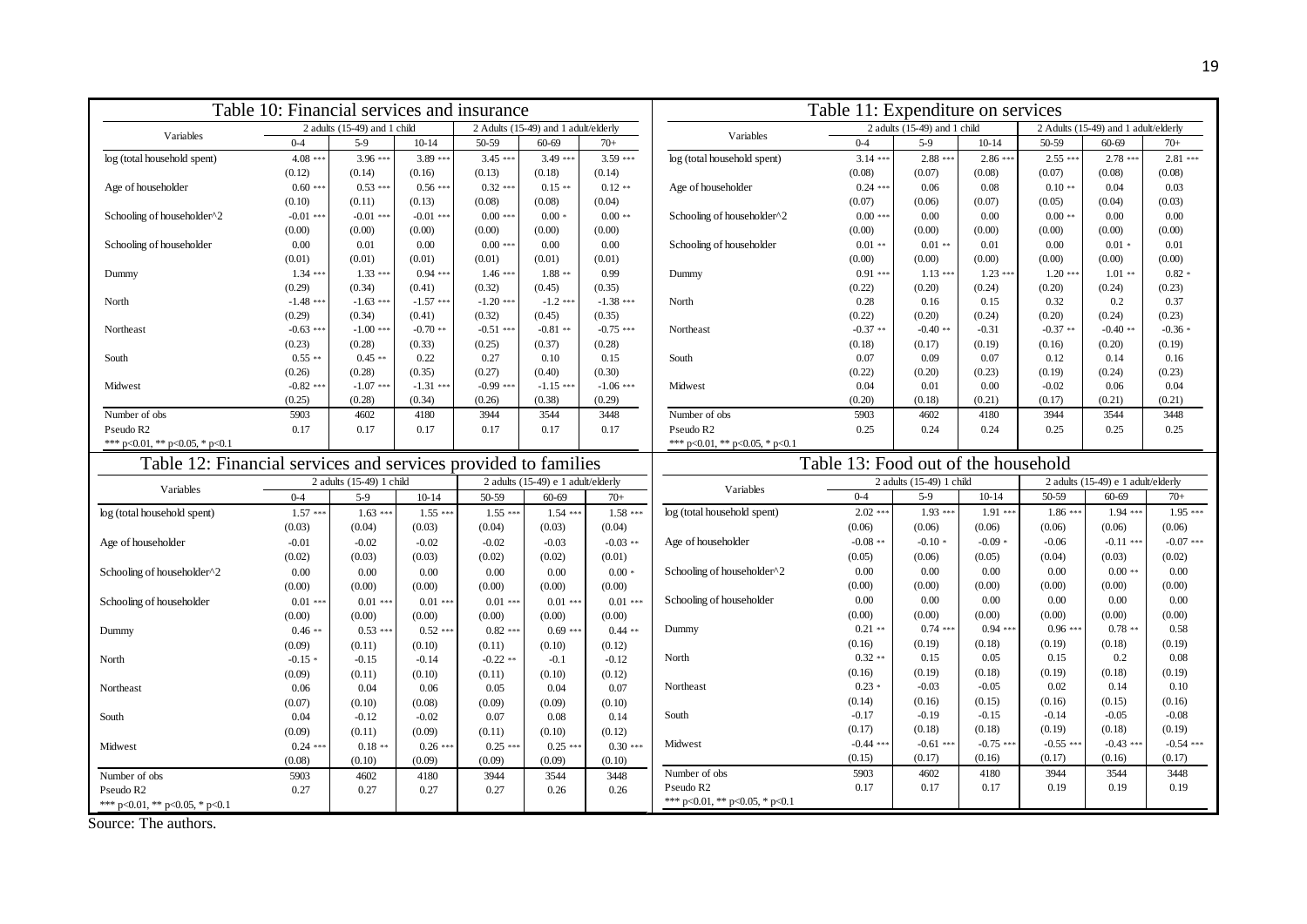## Table 10: Financial services and insurance

| Variables | 2 adults (15-49) and 1 child | | | 2 Adults (15-49) and 1 adult/elderly | | |
|---|---|---|---|---|---|---|
| | 0-4 | 5-9 | 10-14 | 50-59 | 60-69 | 70+ |
| log (total household spent) | 4.08 *** | 3.96 *** | 3.89 *** | 3.45 *** | 3.49 *** | 3.59 *** |
| | (0.12) | (0.14) | (0.16) | (0.13) | (0.18) | (0.14) |
| Age of householder | 0.60 *** | 0.53 *** | 0.56 *** | 0.32 *** | 0.15 ** | 0.12 ** |
| | (0.10) | (0.11) | (0.13) | (0.08) | (0.08) | (0.04) |
| Schooling of householder^2 | -0.01 *** | -0.01 *** | -0.01 *** | 0.00 *** | 0.00 * | 0.00 ** |
| | (0.00) | (0.00) | (0.00) | (0.00) | (0.00) | (0.00) |
| Schooling of householder | 0.00 | 0.01 | 0.00 | 0.00 *** | 0.00 | 0.00 |
| | (0.01) | (0.01) | (0.01) | (0.01) | (0.01) | (0.01) |
| Dummy | 1.34 *** | 1.33 *** | 0.94 *** | 1.46 *** | 1.88 ** | 0.99 |
| | (0.29) | (0.34) | (0.41) | (0.32) | (0.45) | (0.35) |
| North | -1.48 *** | -1.63 *** | -1.57 *** | -1.20 *** | -1.2 *** | -1.38 *** |
| | (0.29) | (0.34) | (0.41) | (0.32) | (0.45) | (0.35) |
| Northeast | -0.63 *** | -1.00 *** | -0.70 ** | -0.51 *** | -0.81 ** | -0.75 *** |
| | (0.23) | (0.28) | (0.33) | (0.25) | (0.37) | (0.28) |
| South | 0.55 ** | 0.45 ** | 0.22 | 0.27 | 0.10 | 0.15 |
| | (0.26) | (0.28) | (0.35) | (0.27) | (0.40) | (0.30) |
| Midwest | -0.82 *** | -1.07 *** | -1.31 *** | -0.99 *** | -1.15 *** | -1.06 *** |
| | (0.25) | (0.28) | (0.34) | (0.26) | (0.38) | (0.29) |
| Number of obs | 5903 | 4602 | 4180 | 3944 | 3544 | 3448 |
| Pseudo R2 | 0.17 | 0.17 | 0.17 | 0.17 | 0.17 | 0.17 |

*** p<0.01, ** p<0.05, * p<0.1

## Table 11: Expenditure on services

| Variables | 2 adults (15-49) and 1 child | | | 2 Adults (15-49) and 1 adult/elderly | | |
|---|---|---|---|---|---|---|
| | 0-4 | 5-9 | 10-14 | 50-59 | 60-69 | 70+ |
| log (total household spent) | 3.14 *** | 2.88 *** | 2.86 *** | 2.55 *** | 2.78 *** | 2.81 *** |
| | (0.08) | (0.07) | (0.08) | (0.07) | (0.08) | (0.08) |
| Age of householder | 0.24 *** | 0.06 | 0.08 | 0.10 ** | 0.04 | 0.03 |
| | (0.07) | (0.06) | (0.07) | (0.05) | (0.04) | (0.03) |
| Schooling of householder^2 | 0.00 *** | 0.00 | 0.00 | 0.00 ** | 0.00 | 0.00 |
| | (0.00) | (0.00) | (0.00) | (0.00) | (0.00) | (0.00) |
| Schooling of householder | 0.01 ** | 0.01 ** | 0.01 | 0.00 | 0.01 * | 0.01 |
| | (0.00) | (0.00) | (0.00) | (0.00) | (0.00) | (0.00) |
| Dummy | 0.91 *** | 1.13 *** | 1.23 *** | 1.20 *** | 1.01 ** | 0.82 * |
| | (0.22) | (0.20) | (0.24) | (0.20) | (0.24) | (0.23) |
| North | 0.28 | 0.16 | 0.15 | 0.32 | 0.2 | 0.37 |
| | (0.22) | (0.20) | (0.24) | (0.20) | (0.24) | (0.23) |
| Northeast | -0.37 ** | -0.40 ** | -0.31 | -0.37 ** | -0.40 ** | -0.36 * |
| | (0.18) | (0.17) | (0.19) | (0.16) | (0.20) | (0.19) |
| South | 0.07 | 0.09 | 0.07 | 0.12 | 0.14 | 0.16 |
| | (0.22) | (0.20) | (0.23) | (0.19) | (0.24) | (0.23) |
| Midwest | 0.04 | 0.01 | 0.00 | -0.02 | 0.06 | 0.04 |
| | (0.20) | (0.18) | (0.21) | (0.17) | (0.21) | (0.21) |
| Number of obs | 5903 | 4602 | 4180 | 3944 | 3544 | 3448 |
| Pseudo R2 | 0.25 | 0.24 | 0.24 | 0.25 | 0.25 | 0.25 |

*** p<0.01, ** p<0.05, * p<0.1

## Table 12: Financial services and services provided to families

| Variables | 2 adults (15-49) 1 child | | | 2 adults (15-49) e 1 adult/elderly | | |
|---|---|---|---|---|---|---|
| | 0-4 | 5-9 | 10-14 | 50-59 | 60-69 | 70+ |
| log (total household spent) | 1.57 *** | 1.63 *** | 1.55 *** | 1.55 *** | 1.54 *** | 1.58 *** |
| | (0.03) | (0.04) | (0.03) | (0.04) | (0.03) | (0.04) |
| Age of householder | -0.01 | -0.02 | -0.02 | -0.02 | -0.03 | -0.03 ** |
| | (0.02) | (0.03) | (0.03) | (0.02) | (0.02) | (0.01) |
| Schooling of householder^2 | 0.00 | 0.00 | 0.00 | 0.00 | 0.00 | 0.00 * |
| | (0.00) | (0.00) | (0.00) | (0.00) | (0.00) | (0.00) |
| Schooling of householder | 0.01 *** | 0.01 *** | 0.01 *** | 0.01 *** | 0.01 *** | 0.01 *** |
| | (0.00) | (0.00) | (0.00) | (0.00) | (0.00) | (0.00) |
| Dummy | 0.46 ** | 0.53 *** | 0.52 *** | 0.82 *** | 0.69 *** | 0.44 ** |
| | (0.09) | (0.11) | (0.10) | (0.11) | (0.10) | (0.12) |
| North | -0.15 * | -0.15 | -0.14 | -0.22 ** | -0.1 | -0.12 |
| | (0.09) | (0.11) | (0.10) | (0.11) | (0.10) | (0.12) |
| Northeast | 0.06 | 0.04 | 0.06 | 0.05 | 0.04 | 0.07 |
| | (0.07) | (0.10) | (0.08) | (0.09) | (0.09) | (0.10) |
| South | 0.04 | -0.12 | -0.02 | 0.07 | 0.08 | 0.14 |
| | (0.09) | (0.11) | (0.09) | (0.11) | (0.10) | (0.12) |
| Midwest | 0.24 *** | 0.18 ** | 0.26 *** | 0.25 *** | 0.25 *** | 0.30 *** |
| | (0.08) | (0.10) | (0.09) | (0.09) | (0.09) | (0.10) |
| Number of obs | 5903 | 4602 | 4180 | 3944 | 3544 | 3448 |
| Pseudo R2 | 0.27 | 0.27 | 0.27 | 0.27 | 0.26 | 0.26 |

*** p<0.01, ** p<0.05, * p<0.1

## Table 13: Food out of the household

| Variables | 2 adults (15-49) 1 child | | | 2 adults (15-49) e 1 adult/elderly | | |
|---|---|---|---|---|---|---|
| | 0-4 | 5-9 | 10-14 | 50-59 | 60-69 | 70+ |
| log (total household spent) | 2.02 *** | 1.93 *** | 1.91 *** | 1.86 *** | 1.94 *** | 1.95 *** |
| | (0.06) | (0.06) | (0.06) | (0.06) | (0.06) | (0.06) |
| Age of householder | -0.08 ** | -0.10 * | -0.09 * | -0.06 | -0.11 *** | -0.07 *** |
| | (0.05) | (0.06) | (0.05) | (0.04) | (0.03) | (0.02) |
| Schooling of householder^2 | 0.00 | 0.00 | 0.00 | 0.00 | 0.00 ** | 0.00 |
| | (0.00) | (0.00) | (0.00) | (0.00) | (0.00) | (0.00) |
| Schooling of householder | 0.00 | 0.00 | 0.00 | 0.00 | 0.00 | 0.00 |
| | (0.00) | (0.00) | (0.00) | (0.00) | (0.00) | (0.00) |
| Dummy | 0.21 ** | 0.74 *** | 0.94 *** | 0.96 *** | 0.78 ** | 0.58 |
| | (0.16) | (0.19) | (0.18) | (0.19) | (0.18) | (0.19) |
| North | 0.32 ** | 0.15 | 0.05 | 0.15 | 0.2 | 0.08 |
| | (0.16) | (0.19) | (0.18) | (0.19) | (0.18) | (0.19) |
| Northeast | 0.23 * | -0.03 | -0.05 | 0.02 | 0.14 | 0.10 |
| | (0.14) | (0.16) | (0.15) | (0.16) | (0.15) | (0.16) |
| South | -0.17 | -0.19 | -0.15 | -0.14 | -0.05 | -0.08 |
| | (0.17) | (0.18) | (0.18) | (0.19) | (0.18) | (0.19) |
| Midwest | -0.44 *** | -0.61 *** | -0.75 *** | -0.55 *** | -0.43 *** | -0.54 *** |
| | (0.15) | (0.17) | (0.16) | (0.17) | (0.16) | (0.17) |
| Number of obs | 5903 | 4602 | 4180 | 3944 | 3544 | 3448 |
| Pseudo R2 | 0.17 | 0.17 | 0.17 | 0.19 | 0.19 | 0.19 |

*** p<0.01, ** p<0.05, * p<0.1

Source: The authors.